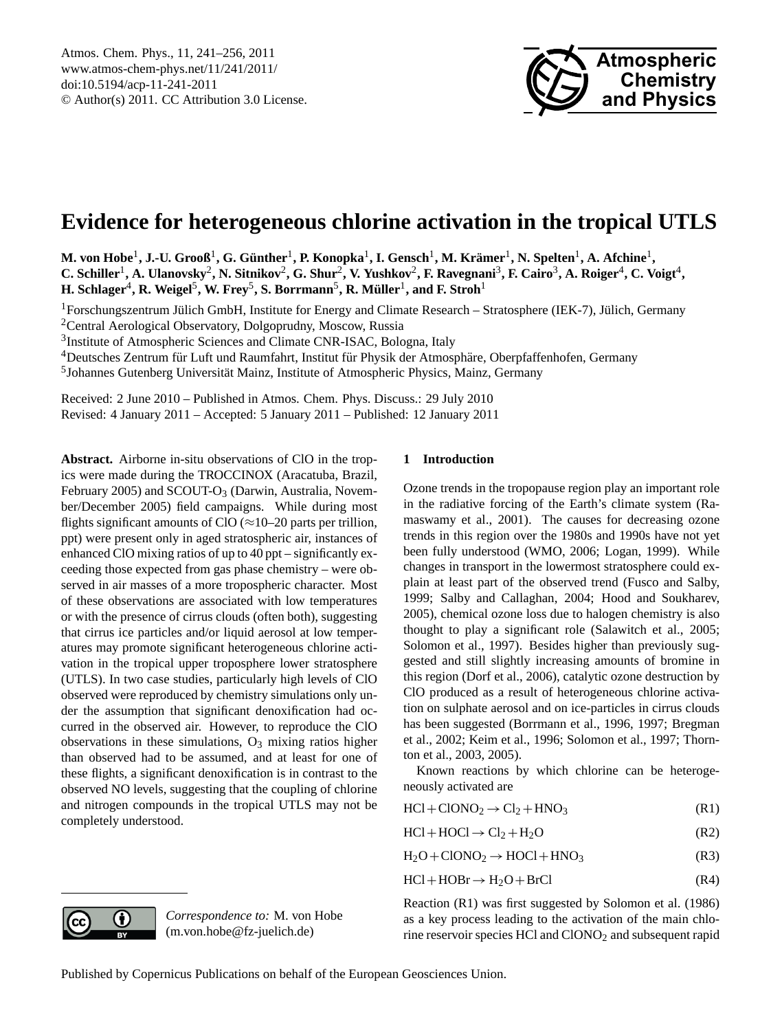# Evidence for heterogeneous chlorine activation in the tropical UTLS

**M. von Hobe[1], J.-U. Grooß[1], G. Günther[1], P. Konopka[1], I. Gensch[1], M. Krämer[1], N. Spelten[1], A. Afchine[1], C. Schiller[1], A. Ulanovsky[2], N. Sitnikov[2], G. Shur[2], V. Yushkov[2], F. Ravegnani[3], F. Cairo[3], A. Roiger[4], C. Voigt[4], H. Schlager[4], R. Weigel[5], W. Frey[5], S. Borrmann[5], R. Müller[1], and F. Stroh[1]**

[1]Forschungszentrum Jülich GmbH, Institute for Energy and Climate Research – Stratosphere (IEK-7), Jülich, Germany
[2]Central Aerological Observatory, Dolgoprudny, Moscow, Russia
[3]Institute of Atmospheric Sciences and Climate CNR-ISAC, Bologna, Italy
[4]Deutsches Zentrum für Luft und Raumfahrt, Institut für Physik der Atmosphäre, Oberpfaffenhofen, Germany
[5]Johannes Gutenberg Universität Mainz, Institute of Atmospheric Physics, Mainz, Germany

Received: 2 June 2010 – Published in Atmos. Chem. Phys. Discuss.: 29 July 2010
Revised: 4 January 2011 – Accepted: 5 January 2011 – Published: 12 January 2011

**Abstract.** Airborne in-situ observations of ClO in the tropics were made during the TROCCINOX (Aracatuba, Brazil, February 2005) and SCOUT-$O_3$ (Darwin, Australia, November/December 2005) field campaigns. While during most flights significant amounts of ClO ($\approx$10–20 parts per trillion, ppt) were present only in aged stratospheric air, instances of enhanced ClO mixing ratios of up to 40 ppt – significantly exceeding those expected from gas phase chemistry – were observed in air masses of a more tropospheric character. Most of these observations are associated with low temperatures or with the presence of cirrus clouds (often both), suggesting that cirrus ice particles and/or liquid aerosol at low temperatures may promote significant heterogeneous chlorine activation in the tropical upper troposphere lower stratosphere (UTLS). In two case studies, particularly high levels of ClO observed were reproduced by chemistry simulations only under the assumption that significant denoxification had occurred in the observed air. However, to reproduce the ClO observations in these simulations, $O_3$ mixing ratios higher than observed had to be assumed, and at least for one of these flights, a significant denoxification is in contrast to the observed NO levels, suggesting that the coupling of chlorine and nitrogen compounds in the tropical UTLS may not be completely understood.

## 1 Introduction

Ozone trends in the tropopause region play an important role in the radiative forcing of the Earth's climate system (Ramaswamy et al., 2001). The causes for decreasing ozone trends in this region over the 1980s and 1990s have not yet been fully understood (WMO, 2006; Logan, 1999). While changes in transport in the lowermost stratosphere could explain at least part of the observed trend (Fusco and Salby, 1999; Salby and Callaghan, 2004; Hood and Soukharev, 2005), chemical ozone loss due to halogen chemistry is also thought to play a significant role (Salawitch et al., 2005; Solomon et al., 1997). Besides higher than previously suggested and still slightly increasing amounts of bromine in this region (Dorf et al., 2006), catalytic ozone destruction by ClO produced as a result of heterogeneous chlorine activation on sulphate aerosol and on ice-particles in cirrus clouds has been suggested (Borrmann et al., 1996, 1997; Bregman et al., 2002; Keim et al., 1996; Solomon et al., 1997; Thornton et al., 2003, 2005).

Known reactions by which chlorine can be heterogeneously activated are

$$HCl + ClONO_2 \rightarrow Cl_2 + HNO_3 \quad \text{(R1)}$$

$$HCl + HOCl \rightarrow Cl_2 + H_2O \quad \text{(R2)}$$

$$H_2O + ClONO_2 \rightarrow HOCl + HNO_3 \quad \text{(R3)}$$

$$HCl + HOBr \rightarrow H_2O + BrCl \quad \text{(R4)}$$

Reaction (R1) was first suggested by Solomon et al. (1986) as a key process leading to the activation of the main chlorine reservoir species HCl and $ClONO_2$ and subsequent rapid

*Correspondence to:* M. von Hobe (m.von.hobe@fz-juelich.de)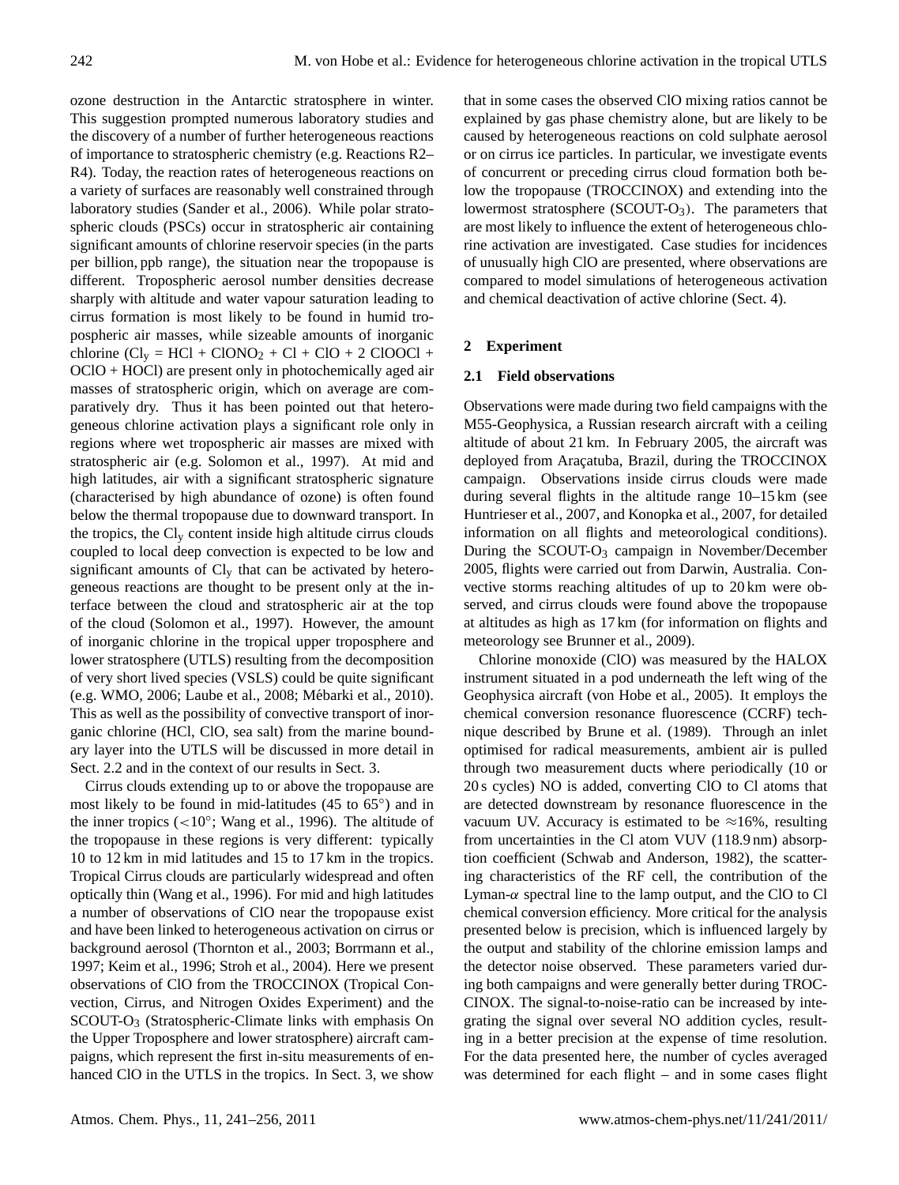ozone destruction in the Antarctic stratosphere in winter. This suggestion prompted numerous laboratory studies and the discovery of a number of further heterogeneous reactions of importance to stratospheric chemistry (e.g. Reactions R2–R4). Today, the reaction rates of heterogeneous reactions on a variety of surfaces are reasonably well constrained through laboratory studies (Sander et al., 2006). While polar stratospheric clouds (PSCs) occur in stratospheric air containing significant amounts of chlorine reservoir species (in the parts per billion, ppb range), the situation near the tropopause is different. Tropospheric aerosol number densities decrease sharply with altitude and water vapour saturation leading to cirrus formation is most likely to be found in humid tropospheric air masses, while sizeable amounts of inorganic chlorine ($Cl_y$ = HCl + $ClONO_2$ + Cl + ClO + 2 ClOOCl + OClO + HOCl) are present only in photochemically aged air masses of stratospheric origin, which on average are comparatively dry. Thus it has been pointed out that heterogeneous chlorine activation plays a significant role only in regions where wet tropospheric air masses are mixed with stratospheric air (e.g. Solomon et al., 1997). At mid and high latitudes, air with a significant stratospheric signature (characterised by high abundance of ozone) is often found below the thermal tropopause due to downward transport. In the tropics, the $Cl_y$ content inside high altitude cirrus clouds coupled to local deep convection is expected to be low and significant amounts of $Cl_y$ that can be activated by heterogeneous reactions are thought to be present only at the interface between the cloud and stratospheric air at the top of the cloud (Solomon et al., 1997). However, the amount of inorganic chlorine in the tropical upper troposphere and lower stratosphere (UTLS) resulting from the decomposition of very short lived species (VSLS) could be quite significant (e.g. WMO, 2006; Laube et al., 2008; Mébarki et al., 2010). This as well as the possibility of convective transport of inorganic chlorine (HCl, ClO, sea salt) from the marine boundary layer into the UTLS will be discussed in more detail in Sect. 2.2 and in the context of our results in Sect. 3.

Cirrus clouds extending up to or above the tropopause are most likely to be found in mid-latitudes (45 to 65°) and in the inner tropics (<10°; Wang et al., 1996). The altitude of the tropopause in these regions is very different: typically 10 to 12 km in mid latitudes and 15 to 17 km in the tropics. Tropical Cirrus clouds are particularly widespread and often optically thin (Wang et al., 1996). For mid and high latitudes a number of observations of ClO near the tropopause exist and have been linked to heterogeneous activation on cirrus or background aerosol (Thornton et al., 2003; Borrmann et al., 1997; Keim et al., 1996; Stroh et al., 2004). Here we present observations of ClO from the TROCCINOX (Tropical Convection, Cirrus, and Nitrogen Oxides Experiment) and the SCOUT-$O_3$ (Stratospheric-Climate links with emphasis On the Upper Troposphere and lower stratosphere) aircraft campaigns, which represent the first in-situ measurements of enhanced ClO in the UTLS in the tropics. In Sect. 3, we show that in some cases the observed ClO mixing ratios cannot be explained by gas phase chemistry alone, but are likely to be caused by heterogeneous reactions on cold sulphate aerosol or on cirrus ice particles. In particular, we investigate events of concurrent or preceding cirrus cloud formation both below the tropopause (TROCCINOX) and extending into the lowermost stratosphere (SCOUT-$O_3$). The parameters that are most likely to influence the extent of heterogeneous chlorine activation are investigated. Case studies for incidences of unusually high ClO are presented, where observations are compared to model simulations of heterogeneous activation and chemical deactivation of active chlorine (Sect. 4).

## 2 Experiment

### 2.1 Field observations

Observations were made during two field campaigns with the M55-Geophysica, a Russian research aircraft with a ceiling altitude of about 21 km. In February 2005, the aircraft was deployed from Araçatuba, Brazil, during the TROCCINOX campaign. Observations inside cirrus clouds were made during several flights in the altitude range 10–15 km (see Huntrieser et al., 2007, and Konopka et al., 2007, for detailed information on all flights and meteorological conditions). During the SCOUT-$O_3$ campaign in November/December 2005, flights were carried out from Darwin, Australia. Convective storms reaching altitudes of up to 20 km were observed, and cirrus clouds were found above the tropopause at altitudes as high as 17 km (for information on flights and meteorology see Brunner et al., 2009).

Chlorine monoxide (ClO) was measured by the HALOX instrument situated in a pod underneath the left wing of the Geophysica aircraft (von Hobe et al., 2005). It employs the chemical conversion resonance fluorescence (CCRF) technique described by Brune et al. (1989). Through an inlet optimised for radical measurements, ambient air is pulled through two measurement ducts where periodically (10 or 20 s cycles) NO is added, converting ClO to Cl atoms that are detected downstream by resonance fluorescence in the vacuum UV. Accuracy is estimated to be ≈16%, resulting from uncertainties in the Cl atom VUV (118.9 nm) absorption coefficient (Schwab and Anderson, 1982), the scattering characteristics of the RF cell, the contribution of the Lyman-$\alpha$ spectral line to the lamp output, and the ClO to Cl chemical conversion efficiency. More critical for the analysis presented below is precision, which is influenced largely by the output and stability of the chlorine emission lamps and the detector noise observed. These parameters varied during both campaigns and were generally better during TROCCINOX. The signal-to-noise-ratio can be increased by integrating the signal over several NO addition cycles, resulting in a better precision at the expense of time resolution. For the data presented here, the number of cycles averaged was determined for each flight – and in some cases flight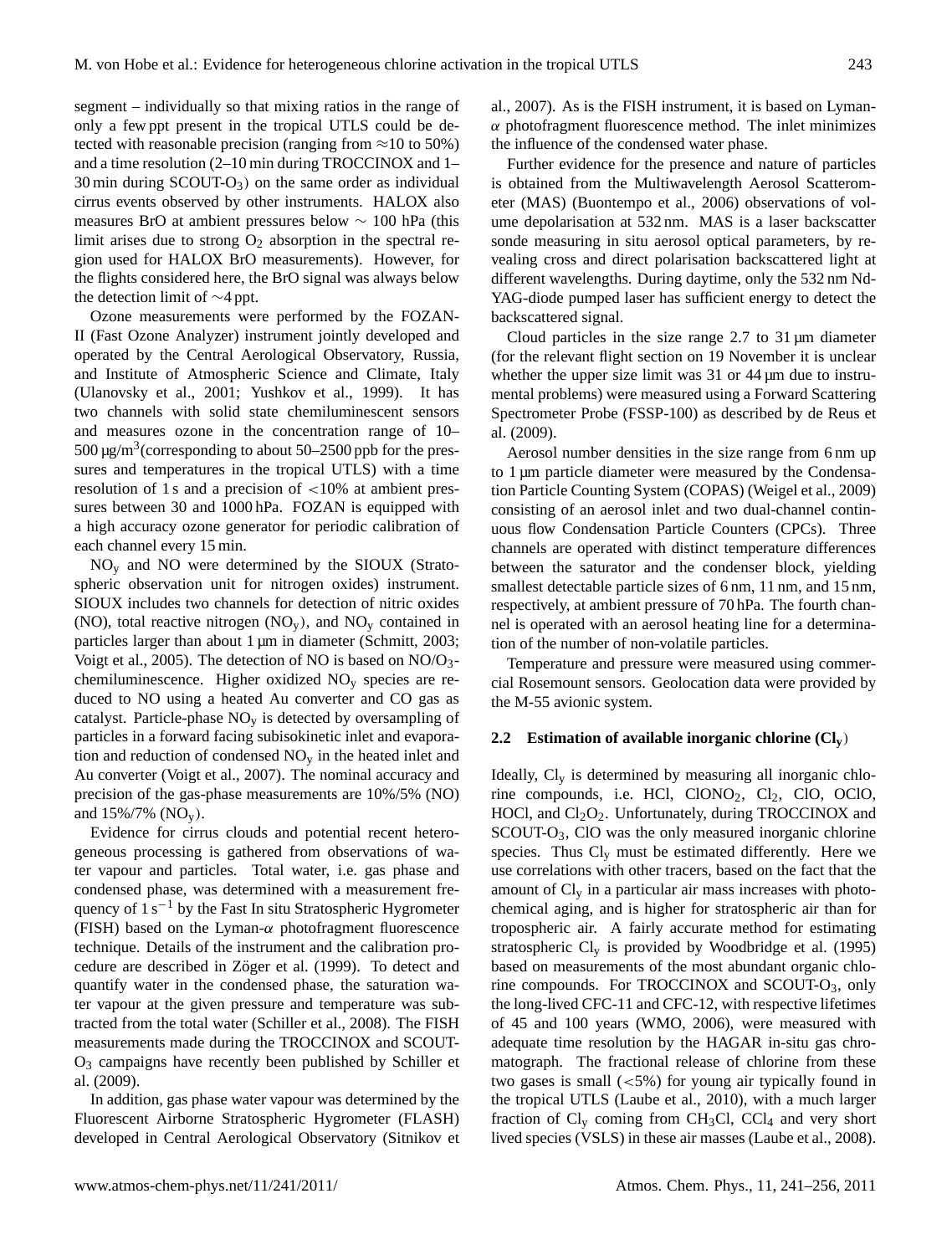segment – individually so that mixing ratios in the range of only a few ppt present in the tropical UTLS could be detected with reasonable precision (ranging from ≈10 to 50%) and a time resolution (2–10 min during TROCCINOX and 1–30 min during SCOUT-$O_3$) on the same order as individual cirrus events observed by other instruments. HALOX also measures BrO at ambient pressures below ∼ 100 hPa (this limit arises due to strong $O_2$ absorption in the spectral region used for HALOX BrO measurements). However, for the flights considered here, the BrO signal was always below the detection limit of ∼4 ppt.

Ozone measurements were performed by the FOZAN-II (Fast Ozone Analyzer) instrument jointly developed and operated by the Central Aerological Observatory, Russia, and Institute of Atmospheric Science and Climate, Italy (Ulanovsky et al., 2001; Yushkov et al., 1999). It has two channels with solid state chemiluminescent sensors and measures ozone in the concentration range of 10–500 µg/m$^3$(corresponding to about 50–2500 ppb for the pressures and temperatures in the tropical UTLS) with a time resolution of 1 s and a precision of <10% at ambient pressures between 30 and 1000 hPa. FOZAN is equipped with a high accuracy ozone generator for periodic calibration of each channel every 15 min.

$NO_y$ and NO were determined by the SIOUX (Stratospheric observation unit for nitrogen oxides) instrument. SIOUX includes two channels for detection of nitric oxides (NO), total reactive nitrogen ($NO_y$), and $NO_y$ contained in particles larger than about 1 µm in diameter (Schmitt, 2003; Voigt et al., 2005). The detection of NO is based on NO/$O_3$-chemiluminescence. Higher oxidized $NO_y$ species are reduced to NO using a heated Au converter and CO gas as catalyst. Particle-phase $NO_y$ is detected by oversampling of particles in a forward facing subisokinetic inlet and evaporation and reduction of condensed $NO_y$ in the heated inlet and Au converter (Voigt et al., 2007). The nominal accuracy and precision of the gas-phase measurements are 10%/5% (NO) and 15%/7% ($NO_y$).

Evidence for cirrus clouds and potential recent heterogeneous processing is gathered from observations of water vapour and particles. Total water, i.e. gas phase and condensed phase, was determined with a measurement frequency of 1 s$^{-1}$ by the Fast In situ Stratospheric Hygrometer (FISH) based on the Lyman-$\alpha$ photofragment fluorescence technique. Details of the instrument and the calibration procedure are described in Zöger et al. (1999). To detect and quantify water in the condensed phase, the saturation water vapour at the given pressure and temperature was subtracted from the total water (Schiller et al., 2008). The FISH measurements made during the TROCCINOX and SCOUT-$O_3$ campaigns have recently been published by Schiller et al. (2009).

In addition, gas phase water vapour was determined by the Fluorescent Airborne Stratospheric Hygrometer (FLASH) developed in Central Aerological Observatory (Sitnikov et al., 2007). As is the FISH instrument, it is based on Lyman-$\alpha$ photofragment fluorescence method. The inlet minimizes the influence of the condensed water phase.

Further evidence for the presence and nature of particles is obtained from the Multiwavelength Aerosol Scatterometer (MAS) (Buontempo et al., 2006) observations of volume depolarisation at 532 nm. MAS is a laser backscatter sonde measuring in situ aerosol optical parameters, by revealing cross and direct polarisation backscattered light at different wavelengths. During daytime, only the 532 nm Nd-YAG-diode pumped laser has sufficient energy to detect the backscattered signal.

Cloud particles in the size range 2.7 to 31 µm diameter (for the relevant flight section on 19 November it is unclear whether the upper size limit was 31 or 44 µm due to instrumental problems) were measured using a Forward Scattering Spectrometer Probe (FSSP-100) as described by de Reus et al. (2009).

Aerosol number densities in the size range from 6 nm up to 1 µm particle diameter were measured by the Condensation Particle Counting System (COPAS) (Weigel et al., 2009) consisting of an aerosol inlet and two dual-channel continuous flow Condensation Particle Counters (CPCs). Three channels are operated with distinct temperature differences between the saturator and the condenser block, yielding smallest detectable particle sizes of 6 nm, 11 nm, and 15 nm, respectively, at ambient pressure of 70 hPa. The fourth channel is operated with an aerosol heating line for a determination of the number of non-volatile particles.

Temperature and pressure were measured using commercial Rosemount sensors. Geolocation data were provided by the M-55 avionic system.

### 2.2 Estimation of available inorganic chlorine ($Cl_y$)

Ideally, $Cl_y$ is determined by measuring all inorganic chlorine compounds, i.e. HCl, $ClONO_2$, $Cl_2$, ClO, OClO, HOCl, and $Cl_2O_2$. Unfortunately, during TROCCINOX and SCOUT-$O_3$, ClO was the only measured inorganic chlorine species. Thus $Cl_y$ must be estimated differently. Here we use correlations with other tracers, based on the fact that the amount of $Cl_y$ in a particular air mass increases with photochemical aging, and is higher for stratospheric air than for tropospheric air. A fairly accurate method for estimating stratospheric $Cl_y$ is provided by Woodbridge et al. (1995) based on measurements of the most abundant organic chlorine compounds. For TROCCINOX and SCOUT-$O_3$, only the long-lived CFC-11 and CFC-12, with respective lifetimes of 45 and 100 years (WMO, 2006), were measured with adequate time resolution by the HAGAR in-situ gas chromatograph. The fractional release of chlorine from these two gases is small (<5%) for young air typically found in the tropical UTLS (Laube et al., 2010), with a much larger fraction of $Cl_y$ coming from $CH_3Cl$, $CCl_4$ and very short lived species (VSLS) in these air masses (Laube et al., 2008).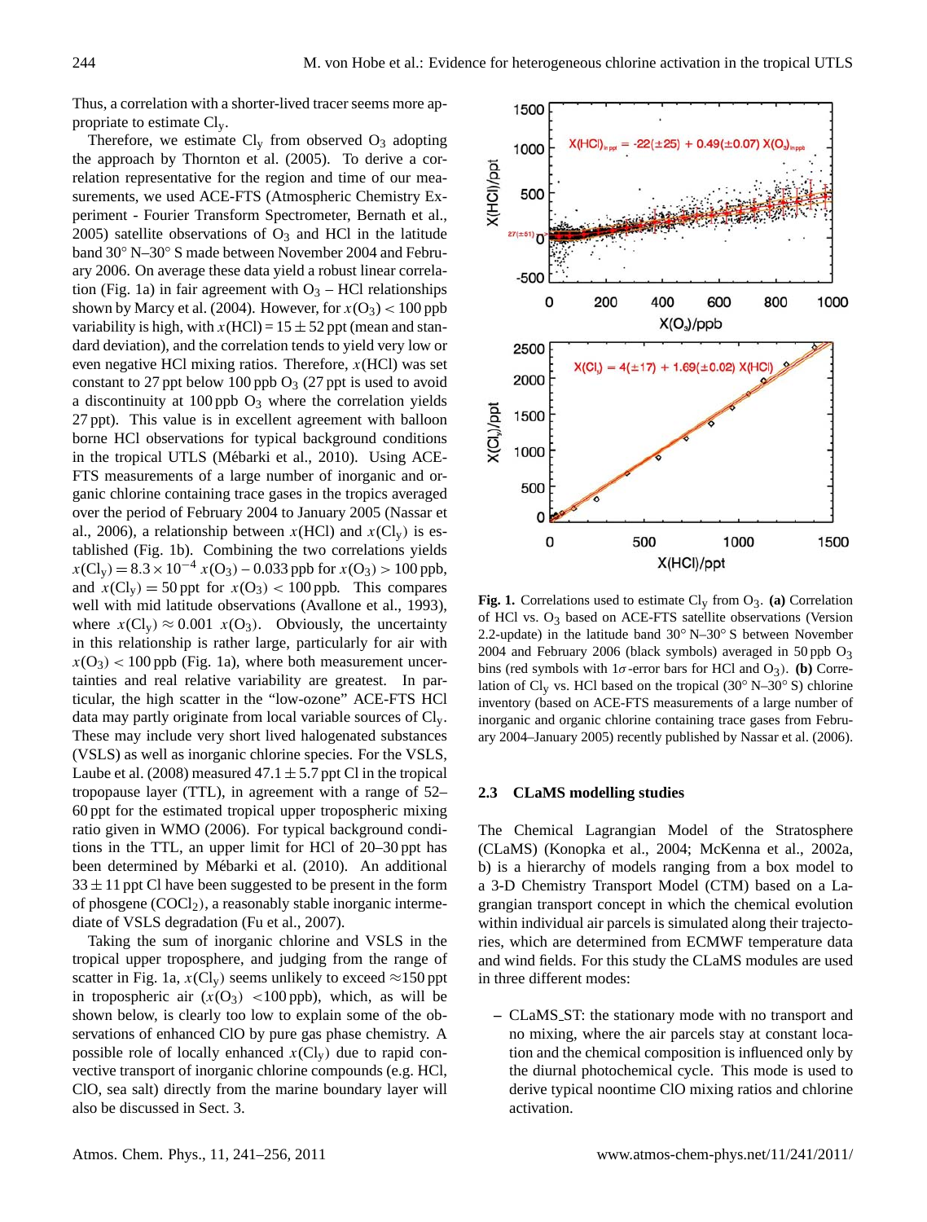Thus, a correlation with a shorter-lived tracer seems more appropriate to estimate $Cl_y$.

Therefore, we estimate $Cl_y$ from observed $O_3$ adopting the approach by Thornton et al. (2005). To derive a correlation representative for the region and time of our measurements, we used ACE-FTS (Atmospheric Chemistry Experiment - Fourier Transform Spectrometer, Bernath et al., 2005) satellite observations of $O_3$ and HCl in the latitude band 30° N–30° S made between November 2004 and February 2006. On average these data yield a robust linear correlation (Fig. 1a) in fair agreement with $O_3$ – HCl relationships shown by Marcy et al. (2004). However, for $x(O_3) < 100$ ppb variability is high, with $x(HCl) = 15 \pm 52$ ppt (mean and standard deviation), and the correlation tends to yield very low or even negative HCl mixing ratios. Therefore, $x(HCl)$ was set constant to 27 ppt below 100 ppb $O_3$ (27 ppt is used to avoid a discontinuity at 100 ppb $O_3$ where the correlation yields 27 ppt). This value is in excellent agreement with balloon borne HCl observations for typical background conditions in the tropical UTLS (Mébarki et al., 2010). Using ACE-FTS measurements of a large number of inorganic and organic chlorine containing trace gases in the tropics averaged over the period of February 2004 to January 2005 (Nassar et al., 2006), a relationship between $x(HCl)$ and $x(Cl_y)$ is established (Fig. 1b). Combining the two correlations yields $x(Cl_y) = 8.3 \times 10^{-4}\, x(O_3) - 0.033$ ppb for $x(O_3) > 100$ ppb, and $x(Cl_y) = 50$ ppt for $x(O_3) < 100$ ppb. This compares well with mid latitude observations (Avallone et al., 1993), where $x(Cl_y) \approx 0.001\ x(O_3)$. Obviously, the uncertainty in this relationship is rather large, particularly for air with $x(O_3) < 100$ ppb (Fig. 1a), where both measurement uncertainties and real relative variability are greatest. In particular, the high scatter in the "low-ozone" ACE-FTS HCl data may partly originate from local variable sources of $Cl_y$. These may include very short lived halogenated substances (VSLS) as well as inorganic chlorine species. For the VSLS, Laube et al. (2008) measured $47.1 \pm 5.7$ ppt Cl in the tropical tropopause layer (TTL), in agreement with a range of 52–60 ppt for the estimated tropical upper tropospheric mixing ratio given in WMO (2006). For typical background conditions in the TTL, an upper limit for HCl of 20–30 ppt has been determined by Mébarki et al. (2010). An additional $33 \pm 11$ ppt Cl have been suggested to be present in the form of phosgene ($COCl_2$), a reasonably stable inorganic intermediate of VSLS degradation (Fu et al., 2007).

Taking the sum of inorganic chlorine and VSLS in the tropical upper troposphere, and judging from the range of scatter in Fig. 1a, $x(Cl_y)$ seems unlikely to exceed ≈150 ppt in tropospheric air ($x(O_3)$ <100 ppb), which, as will be shown below, is clearly too low to explain some of the observations of enhanced ClO by pure gas phase chemistry. A possible role of locally enhanced $x(Cl_y)$ due to rapid convective transport of inorganic chlorine compounds (e.g. HCl, ClO, sea salt) directly from the marine boundary layer will also be discussed in Sect. 3.

**Fig. 1.** Correlations used to estimate $Cl_y$ from $O_3$. **(a)** Correlation of HCl vs. $O_3$ based on ACE-FTS satellite observations (Version 2.2-update) in the latitude band 30° N–30° S between November 2004 and February 2006 (black symbols) averaged in 50 ppb $O_3$ bins (red symbols with 1σ-error bars for HCl and $O_3$). **(b)** Correlation of $Cl_y$ vs. HCl based on the tropical (30° N–30° S) chlorine inventory (based on ACE-FTS measurements of a large number of inorganic and organic chlorine containing trace gases from February 2004–January 2005) recently published by Nassar et al. (2006).

### 2.3 CLaMS modelling studies

The Chemical Lagrangian Model of the Stratosphere (CLaMS) (Konopka et al., 2004; McKenna et al., 2002a, b) is a hierarchy of models ranging from a box model to a 3-D Chemistry Transport Model (CTM) based on a Lagrangian transport concept in which the chemical evolution within individual air parcels is simulated along their trajectories, which are determined from ECMWF temperature data and wind fields. For this study the CLaMS modules are used in three different modes:

- CLaMS_ST: the stationary mode with no transport and no mixing, where the air parcels stay at constant location and the chemical composition is influenced only by the diurnal photochemical cycle. This mode is used to derive typical noontime ClO mixing ratios and chlorine activation.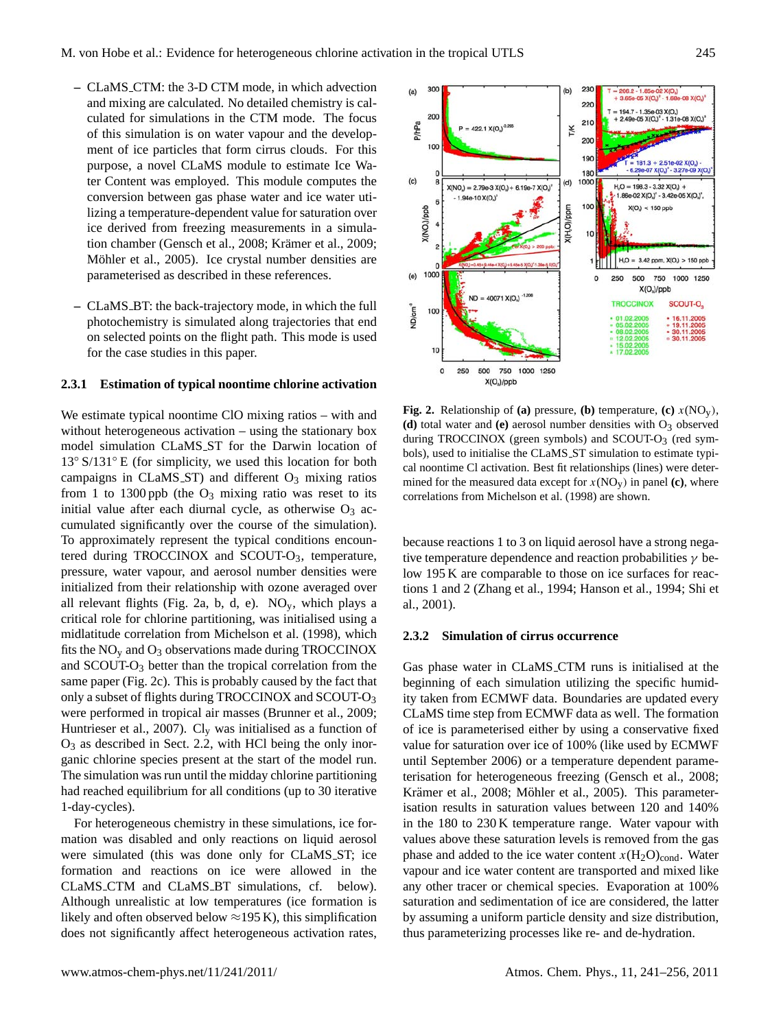- CLaMS_CTM: the 3-D CTM mode, in which advection and mixing are calculated. No detailed chemistry is calculated for simulations in the CTM mode. The focus of this simulation is on water vapour and the development of ice particles that form cirrus clouds. For this purpose, a novel CLaMS module to estimate Ice Water Content was employed. This module computes the conversion between gas phase water and ice water utilizing a temperature-dependent value for saturation over ice derived from freezing measurements in a simulation chamber (Gensch et al., 2008; Krämer et al., 2009; Möhler et al., 2005). Ice crystal number densities are parameterised as described in these references.

- CLaMS_BT: the back-trajectory mode, in which the full photochemistry is simulated along trajectories that end on selected points on the flight path. This mode is used for the case studies in this paper.

### 2.3.1 Estimation of typical noontime chlorine activation

We estimate typical noontime ClO mixing ratios – with and without heterogeneous activation – using the stationary box model simulation CLaMS_ST for the Darwin location of 13° S/131° E (for simplicity, we used this location for both campaigns in CLaMS_ST) and different $O_3$ mixing ratios from 1 to 1300 ppb (the $O_3$ mixing ratio was reset to its initial value after each diurnal cycle, as otherwise $O_3$ accumulated significantly over the course of the simulation). To approximately represent the typical conditions encountered during TROCCINOX and SCOUT-$O_3$, temperature, pressure, water vapour, and aerosol number densities were initialized from their relationship with ozone averaged over all relevant flights (Fig. 2a, b, d, e). $NO_y$, which plays a critical role for chlorine partitioning, was initialised using a midlatitude correlation from Michelson et al. (1998), which fits the $NO_y$ and $O_3$ observations made during TROCCINOX and SCOUT-$O_3$ better than the tropical correlation from the same paper (Fig. 2c). This is probably caused by the fact that only a subset of flights during TROCCINOX and SCOUT-$O_3$ were performed in tropical air masses (Brunner et al., 2009; Huntrieser et al., 2007). $Cl_y$ was initialised as a function of $O_3$ as described in Sect. 2.2, with HCl being the only inorganic chlorine species present at the start of the model run. The simulation was run until the midday chlorine partitioning had reached equilibrium for all conditions (up to 30 iterative 1-day-cycles).

For heterogeneous chemistry in these simulations, ice formation was disabled and only reactions on liquid aerosol were simulated (this was done only for CLaMS_ST; ice formation and reactions on ice were allowed in the CLaMS_CTM and CLaMS_BT simulations, cf. below). Although unrealistic at low temperatures (ice formation is likely and often observed below ≈195 K), this simplification does not significantly affect heterogeneous activation rates, because reactions 1 to 3 on liquid aerosol have a strong negative temperature dependence and reaction probabilities $\gamma$ below 195 K are comparable to those on ice surfaces for reactions 1 and 2 (Zhang et al., 1994; Hanson et al., 1994; Shi et al., 2001).

**Fig. 2.** Relationship of **(a)** pressure, **(b)** temperature, **(c)** $x(NO_y)$, **(d)** total water and **(e)** aerosol number densities with $O_3$ observed during TROCCINOX (green symbols) and SCOUT-$O_3$ (red symbols), used to initialise the CLaMS_ST simulation to estimate typical noontime Cl activation. Best fit relationships (lines) were determined for the measured data except for $x(NO_y)$ in panel **(c)**, where correlations from Michelson et al. (1998) are shown.

### 2.3.2 Simulation of cirrus occurrence

Gas phase water in CLaMS_CTM runs is initialised at the beginning of each simulation utilizing the specific humidity taken from ECMWF data. Boundaries are updated every CLaMS time step from ECMWF data as well. The formation of ice is parameterised either by using a conservative fixed value for saturation over ice of 100% (like used by ECMWF until September 2006) or a temperature dependent parameterisation for heterogeneous freezing (Gensch et al., 2008; Krämer et al., 2008; Möhler et al., 2005). This parameterisation results in saturation values between 120 and 140% in the 180 to 230 K temperature range. Water vapour with values above these saturation levels is removed from the gas phase and added to the ice water content $x(H_2O)_{cond}$. Water vapour and ice water content are transported and mixed like any other tracer or chemical species. Evaporation at 100% saturation and sedimentation of ice are considered, the latter by assuming a uniform particle density and size distribution, thus parameterizing processes like re- and de-hydration.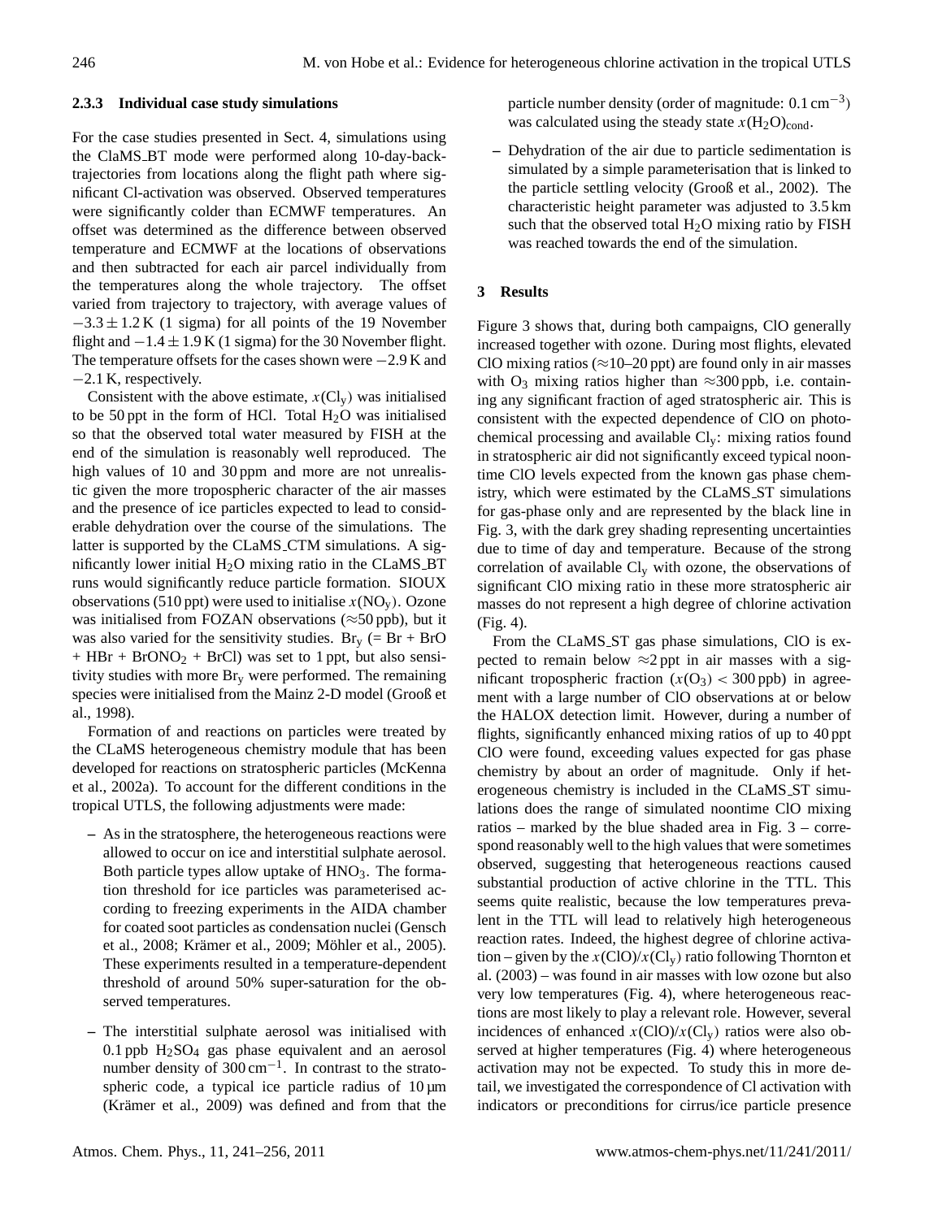### 2.3.3 Individual case study simulations

For the case studies presented in Sect. 4, simulations using the ClaMS_BT mode were performed along 10-day-back-trajectories from locations along the flight path where significant Cl-activation was observed. Observed temperatures were significantly colder than ECMWF temperatures. An offset was determined as the difference between observed temperature and ECMWF at the locations of observations and then subtracted for each air parcel individually from the temperatures along the whole trajectory. The offset varied from trajectory to trajectory, with average values of $-3.3 \pm 1.2$ K (1 sigma) for all points of the 19 November flight and $-1.4 \pm 1.9$ K (1 sigma) for the 30 November flight. The temperature offsets for the cases shown were $-2.9$ K and $-2.1$ K, respectively.

Consistent with the above estimate, $x(Cl_y)$ was initialised to be 50 ppt in the form of HCl. Total $H_2O$ was initialised so that the observed total water measured by FISH at the end of the simulation is reasonably well reproduced. The high values of 10 and 30 ppm and more are not unrealistic given the more tropospheric character of the air masses and the presence of ice particles expected to lead to considerable dehydration over the course of the simulations. The latter is supported by the CLaMS_CTM simulations. A significantly lower initial $H_2O$ mixing ratio in the CLaMS_BT runs would significantly reduce particle formation. SIOUX observations (510 ppt) were used to initialise $x(NO_y)$. Ozone was initialised from FOZAN observations ($\approx$50 ppb), but it was also varied for the sensitivity studies. $Br_y$ (= Br + BrO + HBr + $BrONO_2$ + BrCl) was set to 1 ppt, but also sensitivity studies with more $Br_y$ were performed. The remaining species were initialised from the Mainz 2-D model (Grooß et al., 1998).

Formation of and reactions on particles were treated by the CLaMS heterogeneous chemistry module that has been developed for reactions on stratospheric particles (McKenna et al., 2002a). To account for the different conditions in the tropical UTLS, the following adjustments were made:

- As in the stratosphere, the heterogeneous reactions were allowed to occur on ice and interstitial sulphate aerosol. Both particle types allow uptake of $HNO_3$. The formation threshold for ice particles was parameterised according to freezing experiments in the AIDA chamber for coated soot particles as condensation nuclei (Gensch et al., 2008; Krämer et al., 2009; Möhler et al., 2005). These experiments resulted in a temperature-dependent threshold of around 50% super-saturation for the observed temperatures.
- The interstitial sulphate aerosol was initialised with 0.1 ppb $H_2SO_4$ gas phase equivalent and an aerosol number density of 300 $cm^{-1}$. In contrast to the stratospheric code, a typical ice particle radius of 10 µm (Krämer et al., 2009) was defined and from that the particle number density (order of magnitude: 0.1 $cm^{-3}$) was calculated using the steady state $x(H_2O)_{cond}$.
- Dehydration of the air due to particle sedimentation is simulated by a simple parameterisation that is linked to the particle settling velocity (Grooß et al., 2002). The characteristic height parameter was adjusted to 3.5 km such that the observed total $H_2O$ mixing ratio by FISH was reached towards the end of the simulation.

## 3 Results

Figure 3 shows that, during both campaigns, ClO generally increased together with ozone. During most flights, elevated ClO mixing ratios ($\approx$10–20 ppt) are found only in air masses with $O_3$ mixing ratios higher than $\approx$300 ppb, i.e. containing any significant fraction of aged stratospheric air. This is consistent with the expected dependence of ClO on photochemical processing and available $Cl_y$: mixing ratios found in stratospheric air did not significantly exceed typical noontime ClO levels expected from the known gas phase chemistry, which were estimated by the CLaMS_ST simulations for gas-phase only and are represented by the black line in Fig. 3, with the dark grey shading representing uncertainties due to time of day and temperature. Because of the strong correlation of available $Cl_y$ with ozone, the observations of significant ClO mixing ratio in these more stratospheric air masses do not represent a high degree of chlorine activation (Fig. 4).

From the CLaMS_ST gas phase simulations, ClO is expected to remain below $\approx$2 ppt in air masses with a significant tropospheric fraction ($x(O_3) < 300$ ppb) in agreement with a large number of ClO observations at or below the HALOX detection limit. However, during a number of flights, significantly enhanced mixing ratios of up to 40 ppt ClO were found, exceeding values expected for gas phase chemistry by about an order of magnitude. Only if heterogeneous chemistry is included in the CLaMS_ST simulations does the range of simulated noontime ClO mixing ratios – marked by the blue shaded area in Fig. 3 – correspond reasonably well to the high values that were sometimes observed, suggesting that heterogeneous reactions caused substantial production of active chlorine in the TTL. This seems quite realistic, because the low temperatures prevalent in the TTL will lead to relatively high heterogeneous reaction rates. Indeed, the highest degree of chlorine activation – given by the $x(ClO)/x(Cl_y)$ ratio following Thornton et al. (2003) – was found in air masses with low ozone but also very low temperatures (Fig. 4), where heterogeneous reactions are most likely to play a relevant role. However, several incidences of enhanced $x(ClO)/x(Cl_y)$ ratios were also observed at higher temperatures (Fig. 4) where heterogeneous activation may not be expected. To study this in more detail, we investigated the correspondence of Cl activation with indicators or preconditions for cirrus/ice particle presence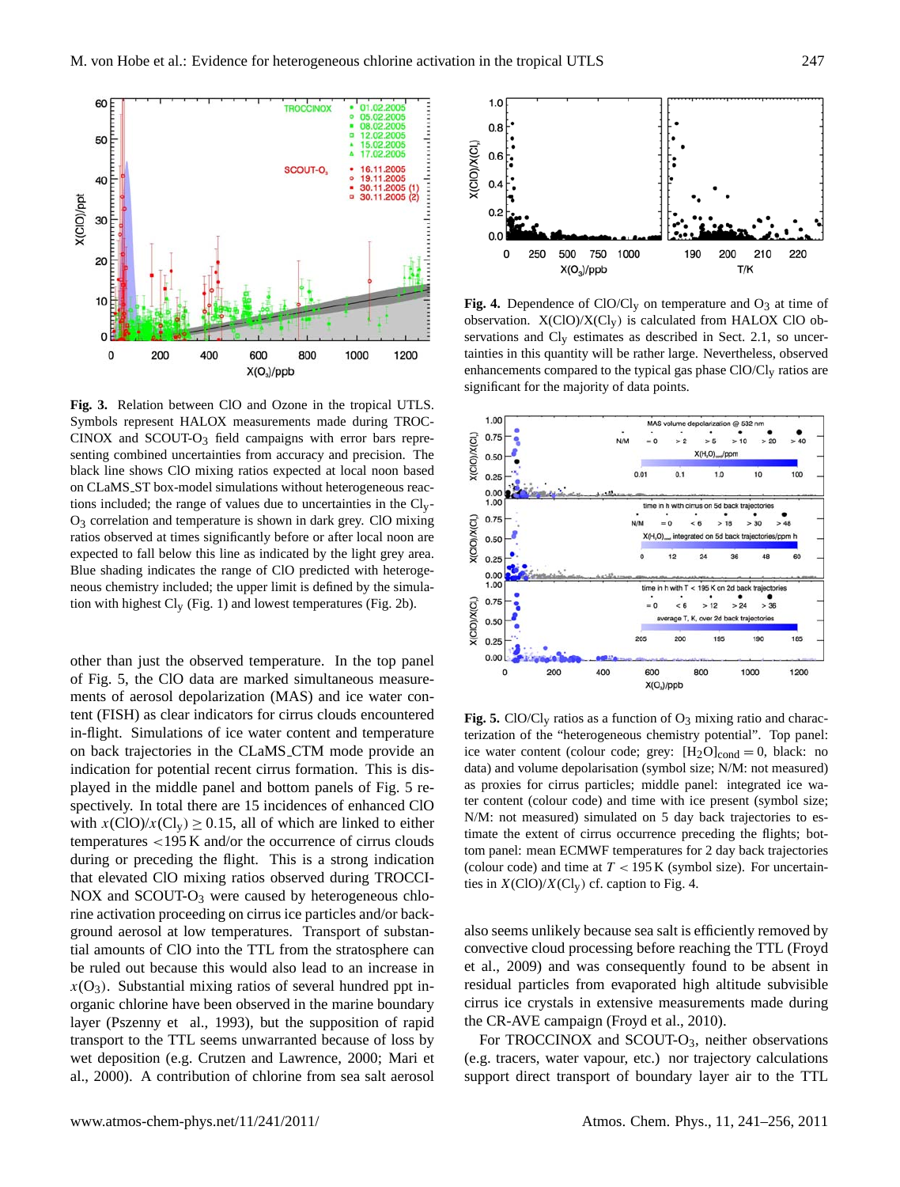**Fig. 3.** Relation between ClO and Ozone in the tropical UTLS. Symbols represent HALOX measurements made during TROCCINOX and SCOUT-$O_3$ field campaigns with error bars representing combined uncertainties from accuracy and precision. The black line shows ClO mixing ratios expected at local noon based on CLaMS_ST box-model simulations without heterogeneous reactions included; the range of values due to uncertainties in the $Cl_y$-$O_3$ correlation and temperature is shown in dark grey. ClO mixing ratios observed at times significantly before or after local noon are expected to fall below this line as indicated by the light grey area. Blue shading indicates the range of ClO predicted with heterogeneous chemistry included; the upper limit is defined by the simulation with highest $Cl_y$ (Fig. 1) and lowest temperatures (Fig. 2b).

**Fig. 4.** Dependence of $ClO/Cl_y$ on temperature and $O_3$ at time of observation. $X(ClO)/X(Cl_y)$ is calculated from HALOX ClO observations and $Cl_y$ estimates as described in Sect. 2.1, so uncertainties in this quantity will be rather large. Nevertheless, observed enhancements compared to the typical gas phase $ClO/Cl_y$ ratios are significant for the majority of data points.

**Fig. 5.** $ClO/Cl_y$ ratios as a function of $O_3$ mixing ratio and characterization of the "heterogeneous chemistry potential". Top panel: ice water content (colour code; grey: $[H_2O]_{cond} = 0$, black: no data) and volume depolarisation (symbol size; N/M: not measured) as proxies for cirrus particles; middle panel: integrated ice water content (colour code) and time with ice present (symbol size; N/M: not measured) simulated on 5 day back trajectories to estimate the extent of cirrus occurrence preceding the flights; bottom panel: mean ECMWF temperatures for 2 day back trajectories (colour code) and time at $T < 195$ K (symbol size). For uncertainties in $X(ClO)/X(Cl_y)$ cf. caption to Fig. 4.

other than just the observed temperature. In the top panel of Fig. 5, the ClO data are marked simultaneous measurements of aerosol depolarization (MAS) and ice water content (FISH) as clear indicators for cirrus clouds encountered in-flight. Simulations of ice water content and temperature on back trajectories in the CLaMS_CTM mode provide an indication for potential recent cirrus formation. This is displayed in the middle panel and bottom panels of Fig. 5 respectively. In total there are 15 incidences of enhanced ClO with $x(ClO)/x(Cl_y) \geq 0.15$, all of which are linked to either temperatures $<$195 K and/or the occurrence of cirrus clouds during or preceding the flight. This is a strong indication that elevated ClO mixing ratios observed during TROCCINOX and SCOUT-$O_3$ were caused by heterogeneous chlorine activation proceeding on cirrus ice particles and/or background aerosol at low temperatures. Transport of substantial amounts of ClO into the TTL from the stratosphere can be ruled out because this would also lead to an increase in $x(O_3)$. Substantial mixing ratios of several hundred ppt inorganic chlorine have been observed in the marine boundary layer (Pszenny et al., 1993), but the supposition of rapid transport to the TTL seems unwarranted because of loss by wet deposition (e.g. Crutzen and Lawrence, 2000; Mari et al., 2000). A contribution of chlorine from sea salt aerosol also seems unlikely because sea salt is efficiently removed by convective cloud processing before reaching the TTL (Froyd et al., 2009) and was consequently found to be absent in residual particles from evaporated high altitude subvisible cirrus ice crystals in extensive measurements made during the CR-AVE campaign (Froyd et al., 2010).

For TROCCINOX and SCOUT-$O_3$, neither observations (e.g. tracers, water vapour, etc.) nor trajectory calculations support direct transport of boundary layer air to the TTL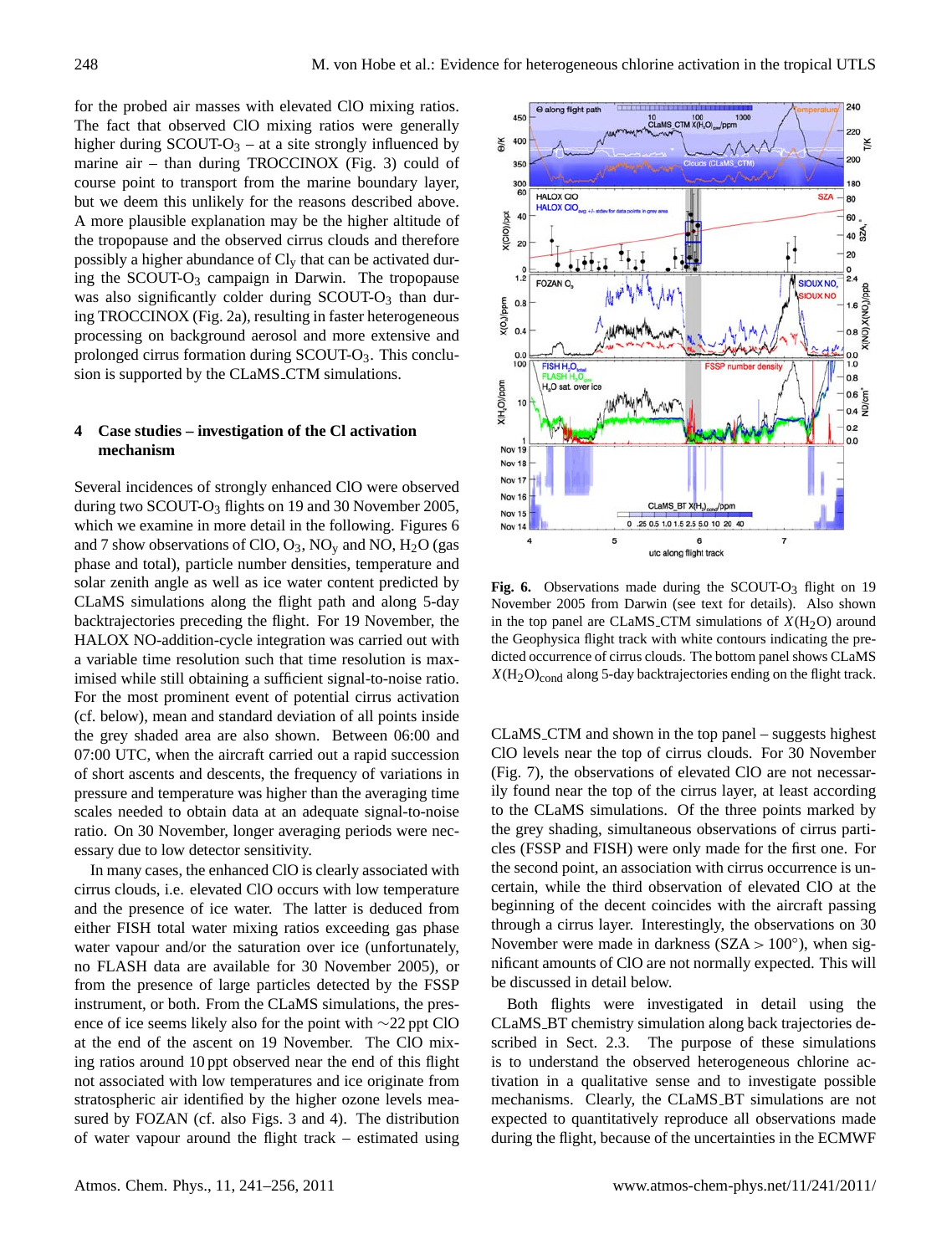for the probed air masses with elevated ClO mixing ratios. The fact that observed ClO mixing ratios were generally higher during SCOUT-$O_3$ – at a site strongly influenced by marine air – than during TROCCINOX (Fig. 3) could of course point to transport from the marine boundary layer, but we deem this unlikely for the reasons described above. A more plausible explanation may be the higher altitude of the tropopause and the observed cirrus clouds and therefore possibly a higher abundance of $Cl_y$ that can be activated during the SCOUT-$O_3$ campaign in Darwin. The tropopause was also significantly colder during SCOUT-$O_3$ than during TROCCINOX (Fig. 2a), resulting in faster heterogeneous processing on background aerosol and more extensive and prolonged cirrus formation during SCOUT-$O_3$. This conclusion is supported by the CLaMS_CTM simulations.

## 4 Case studies – investigation of the Cl activation mechanism

Several incidences of strongly enhanced ClO were observed during two SCOUT-$O_3$ flights on 19 and 30 November 2005, which we examine in more detail in the following. Figures 6 and 7 show observations of ClO, $O_3$, $NO_y$ and NO, $H_2O$ (gas phase and total), particle number densities, temperature and solar zenith angle as well as ice water content predicted by CLaMS simulations along the flight path and along 5-day backtrajectories preceding the flight. For 19 November, the HALOX NO-addition-cycle integration was carried out with a variable time resolution such that time resolution is maximised while still obtaining a sufficient signal-to-noise ratio. For the most prominent event of potential cirrus activation (cf. below), mean and standard deviation of all points inside the grey shaded area are also shown. Between 06:00 and 07:00 UTC, when the aircraft carried out a rapid succession of short ascents and descents, the frequency of variations in pressure and temperature was higher than the averaging time scales needed to obtain data at an adequate signal-to-noise ratio. On 30 November, longer averaging periods were necessary due to low detector sensitivity.

In many cases, the enhanced ClO is clearly associated with cirrus clouds, i.e. elevated ClO occurs with low temperature and the presence of ice water. The latter is deduced from either FISH total water mixing ratios exceeding gas phase water vapour and/or the saturation over ice (unfortunately, no FLASH data are available for 30 November 2005), or from the presence of large particles detected by the FSSP instrument, or both. From the CLaMS simulations, the presence of ice seems likely also for the point with ~22 ppt ClO at the end of the ascent on 19 November. The ClO mixing ratios around 10 ppt observed near the end of this flight not associated with low temperatures and ice originate from stratospheric air identified by the higher ozone levels measured by FOZAN (cf. also Figs. 3 and 4). The distribution of water vapour around the flight track – estimated using CLaMS_CTM and shown in the top panel – suggests highest ClO levels near the top of cirrus clouds. For 30 November (Fig. 7), the observations of elevated ClO are not necessarily found near the top of the cirrus layer, at least according to the CLaMS simulations. Of the three points marked by the grey shading, simultaneous observations of cirrus particles (FSSP and FISH) were only made for the first one. For the second point, an association with cirrus occurrence is uncertain, while the third observation of elevated ClO at the beginning of the decent coincides with the aircraft passing through a cirrus layer. Interestingly, the observations on 30 November were made in darkness (SZA > 100°), when significant amounts of ClO are not normally expected. This will be discussed in detail below.

**Fig. 6.** Observations made during the SCOUT-$O_3$ flight on 19 November 2005 from Darwin (see text for details). Also shown in the top panel are CLaMS_CTM simulations of $X(H_2O)$ around the Geophysica flight track with white contours indicating the predicted occurrence of cirrus clouds. The bottom panel shows CLaMS $X(H_2O)_{cond}$ along 5-day backtrajectories ending on the flight track.

Both flights were investigated in detail using the CLaMS_BT chemistry simulation along back trajectories described in Sect. 2.3. The purpose of these simulations is to understand the observed heterogeneous chlorine activation in a qualitative sense and to investigate possible mechanisms. Clearly, the CLaMS_BT simulations are not expected to quantitatively reproduce all observations made during the flight, because of the uncertainties in the ECMWF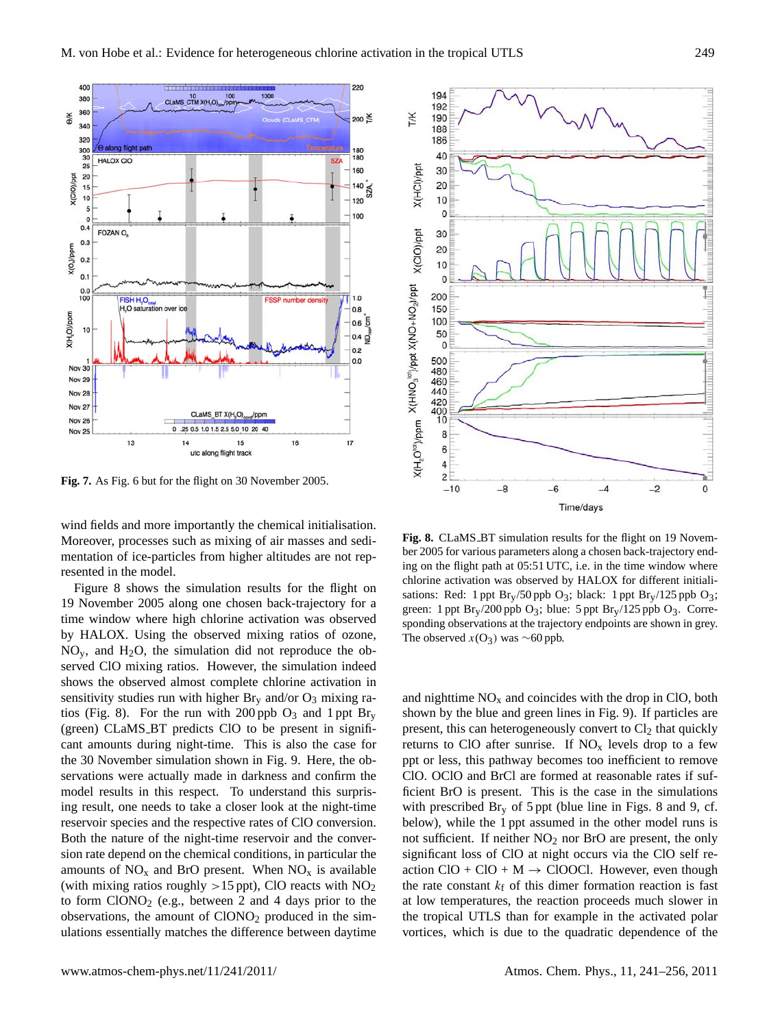Fig. 7. As Fig. 6 but for the flight on 30 November 2005.

Fig. 8. CLaMS_BT simulation results for the flight on 19 November 2005 for various parameters along a chosen back-trajectory ending on the flight path at 05:51 UTC, i.e. in the time window where chlorine activation was observed by HALOX for different initialisations: Red: 1 ppt $Br_y$/50 ppb $O_3$; black: 1 ppt $Br_y$/125 ppb $O_3$; green: 1 ppt $Br_y$/200 ppb $O_3$; blue: 5 ppt $Br_y$/125 ppb $O_3$. Corresponding observations at the trajectory endpoints are shown in grey. The observed $x(O_3)$ was ~60 ppb.

wind fields and more importantly the chemical initialisation. Moreover, processes such as mixing of air masses and sedimentation of ice-particles from higher altitudes are not represented in the model.

Figure 8 shows the simulation results for the flight on 19 November 2005 along one chosen back-trajectory for a time window where high chlorine activation was observed by HALOX. Using the observed mixing ratios of ozone, $NO_y$, and $H_2O$, the simulation did not reproduce the observed ClO mixing ratios. However, the simulation indeed shows the observed almost complete chlorine activation in sensitivity studies run with higher $Br_y$ and/or $O_3$ mixing ratios (Fig. 8). For the run with 200 ppb $O_3$ and 1 ppt $Br_y$ (green) CLaMS_BT predicts ClO to be present in significant amounts during night-time. This is also the case for the 30 November simulation shown in Fig. 9. Here, the observations were actually made in darkness and confirm the model results in this respect. To understand this surprising result, one needs to take a closer look at the night-time reservoir species and the respective rates of ClO conversion. Both the nature of the night-time reservoir and the conversion rate depend on the chemical conditions, in particular the amounts of $NO_x$ and BrO present. When $NO_x$ is available (with mixing ratios roughly >15 ppt), ClO reacts with $NO_2$ to form $ClONO_2$ (e.g., between 2 and 4 days prior to the observations, the amount of $ClONO_2$ produced in the simulations essentially matches the difference between daytime and nighttime $NO_x$ and coincides with the drop in ClO, both shown by the blue and green lines in Fig. 9). If particles are present, this can heterogeneously convert to $Cl_2$ that quickly returns to ClO after sunrise. If $NO_x$ levels drop to a few ppt or less, this pathway becomes too inefficient to remove ClO. OClO and BrCl are formed at reasonable rates if sufficient BrO is present. This is the case in the simulations with prescribed $Br_y$ of 5 ppt (blue line in Figs. 8 and 9, cf. below), while the 1 ppt assumed in the other model runs is not sufficient. If neither $NO_2$ nor BrO are present, the only significant loss of ClO at night occurs via the ClO self reaction ClO + ClO + M → ClOOCl. However, even though the rate constant $k_f$ of this dimer formation reaction is fast at low temperatures, the reaction proceeds much slower in the tropical UTLS than for example in the activated polar vortices, which is due to the quadratic dependence of the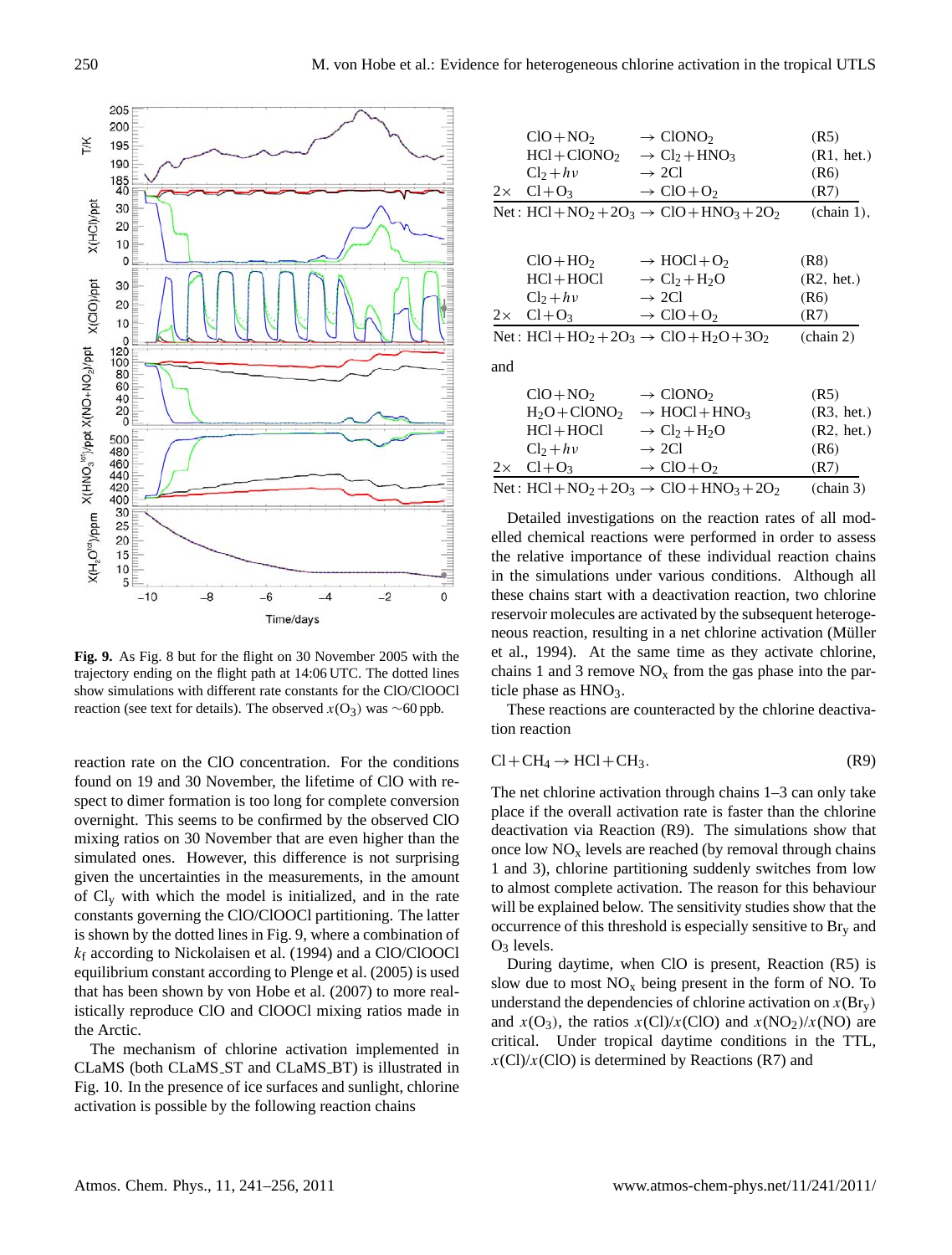Fig. 9. As Fig. 8 but for the flight on 30 November 2005 with the trajectory ending on the flight path at 14:06 UTC. The dotted lines show simulations with different rate constants for the ClO/ClOOCl reaction (see text for details). The observed $x(O_3)$ was ~60 ppb.

reaction rate on the ClO concentration. For the conditions found on 19 and 30 November, the lifetime of ClO with respect to dimer formation is too long for complete conversion overnight. This seems to be confirmed by the observed ClO mixing ratios on 30 November that are even higher than the simulated ones. However, this difference is not surprising given the uncertainties in the measurements, in the amount of $Cl_y$ with which the model is initialized, and in the rate constants governing the ClO/ClOOCl partitioning. The latter is shown by the dotted lines in Fig. 9, where a combination of $k_f$ according to Nickolaisen et al. (1994) and a ClO/ClOOCl equilibrium constant according to Plenge et al. (2005) is used that has been shown by von Hobe et al. (2007) to more realistically reproduce ClO and ClOOCl mixing ratios made in the Arctic.

The mechanism of chlorine activation implemented in CLaMS (both CLaMS_ST and CLaMS_BT) is illustrated in Fig. 10. In the presence of ice surfaces and sunlight, chlorine activation is possible by the following reaction chains

| | | | |
|---|---|---|---|
| | $ClO + NO_2$ | $\rightarrow ClONO_2$ | (R5) |
| | $HCl + ClONO_2$ | $\rightarrow Cl_2 + HNO_3$ | (R1, het.) |
| | $Cl_2 + h\nu$ | $\rightarrow 2Cl$ | (R6) |
| $2\times$ | $Cl + O_3$ | $\rightarrow ClO + O_2$ | (R7) |
| Net : | $HCl + NO_2 + 2O_3$ | $\rightarrow ClO + HNO_3 + 2O_2$ | (chain 1), |

| | | | |
|---|---|---|---|
| | $ClO + HO_2$ | $\rightarrow HOCl + O_2$ | (R8) |
| | $HCl + HOCl$ | $\rightarrow Cl_2 + H_2O$ | (R2, het.) |
| | $Cl_2 + h\nu$ | $\rightarrow 2Cl$ | (R6) |
| $2\times$ | $Cl + O_3$ | $\rightarrow ClO + O_2$ | (R7) |
| Net : | $HCl + HO_2 + 2O_3$ | $\rightarrow ClO + H_2O + 3O_2$ | (chain 2) |

and

| | | | |
|---|---|---|---|
| | $ClO + NO_2$ | $\rightarrow ClONO_2$ | (R5) |
| | $H_2O + ClONO_2$ | $\rightarrow HOCl + HNO_3$ | (R3, het.) |
| | $HCl + HOCl$ | $\rightarrow Cl_2 + H_2O$ | (R2, het.) |
| | $Cl_2 + h\nu$ | $\rightarrow 2Cl$ | (R6) |
| $2\times$ | $Cl + O_3$ | $\rightarrow ClO + O_2$ | (R7) |
| Net : | $HCl + NO_2 + 2O_3$ | $\rightarrow ClO + HNO_3 + 2O_2$ | (chain 3) |

Detailed investigations on the reaction rates of all modelled chemical reactions were performed in order to assess the relative importance of these individual reaction chains in the simulations under various conditions. Although all these chains start with a deactivation reaction, two chlorine reservoir molecules are activated by the subsequent heterogeneous reaction, resulting in a net chlorine activation (Müller et al., 1994). At the same time as they activate chlorine, chains 1 and 3 remove $NO_x$ from the gas phase into the particle phase as $HNO_3$.

These reactions are counteracted by the chlorine deactivation reaction

$$Cl + CH_4 \rightarrow HCl + CH_3. \tag{R9}$$

The net chlorine activation through chains 1–3 can only take place if the overall activation rate is faster than the chlorine deactivation via Reaction (R9). The simulations show that once low $NO_x$ levels are reached (by removal through chains 1 and 3), chlorine partitioning suddenly switches from low to almost complete activation. The reason for this behaviour will be explained below. The sensitivity studies show that the occurrence of this threshold is especially sensitive to $Br_y$ and $O_3$ levels.

During daytime, when ClO is present, Reaction (R5) is slow due to most $NO_x$ being present in the form of NO. To understand the dependencies of chlorine activation on $x(Br_y)$ and $x(O_3)$, the ratios $x(Cl)/x(ClO)$ and $x(NO_2)/x(NO)$ are critical. Under tropical daytime conditions in the TTL, $x(Cl)/x(ClO)$ is determined by Reactions (R7) and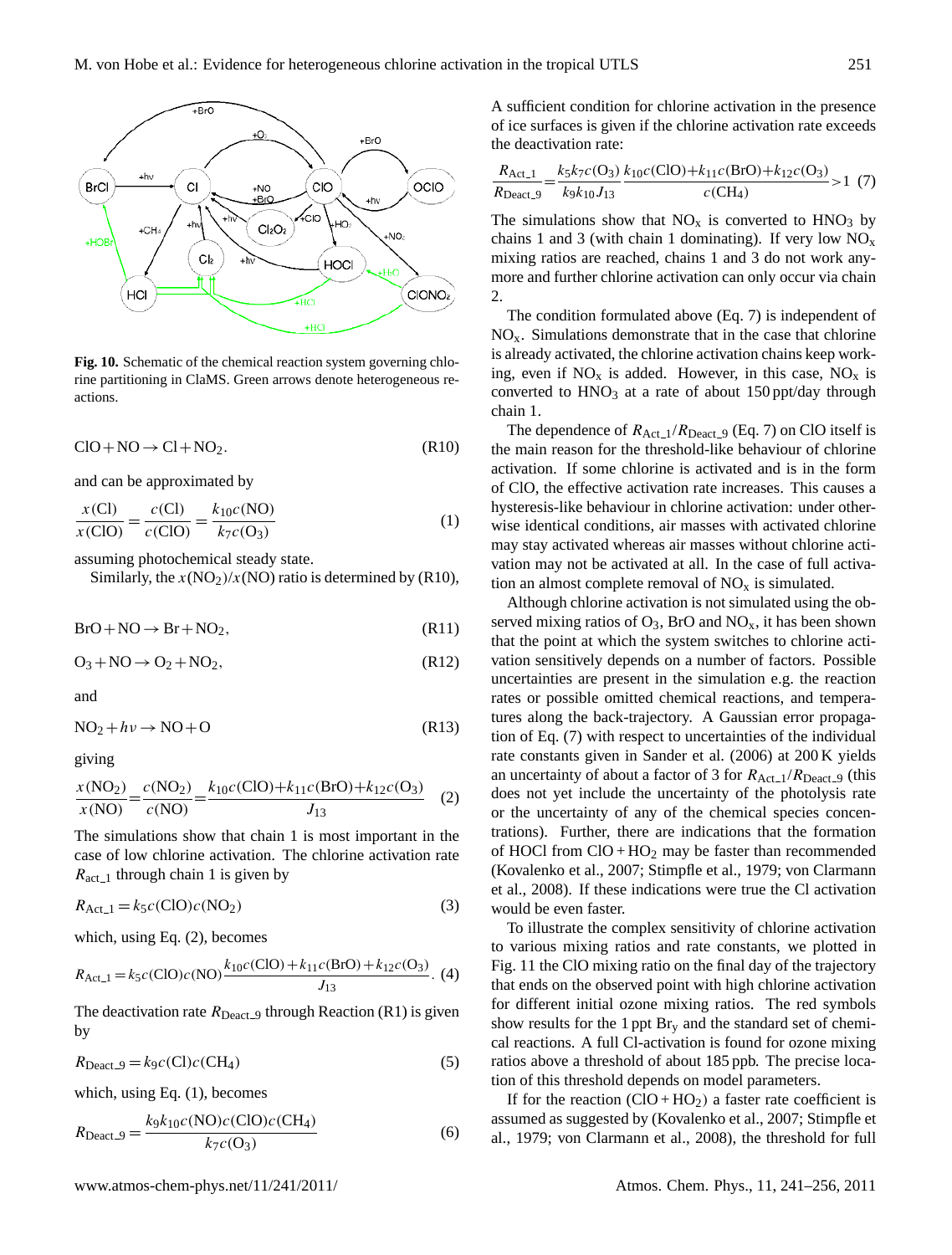**Fig. 10.** Schematic of the chemical reaction system governing chlorine partitioning in ClaMS. Green arrows denote heterogeneous reactions.

$$ClO + NO \rightarrow Cl + NO_2. \tag{R10}$$

and can be approximated by

$$\frac{x(Cl)}{x(ClO)} = \frac{c(Cl)}{c(ClO)} = \frac{k_{10}c(NO)}{k_7 c(O_3)} \tag{1}$$

assuming photochemical steady state.

Similarly, the $x(NO_2)/x(NO)$ ratio is determined by (R10),

$$BrO + NO \rightarrow Br + NO_2, \tag{R11}$$

$$O_3 + NO \rightarrow O_2 + NO_2, \tag{R12}$$

and

$$NO_2 + h\nu \rightarrow NO + O \tag{R13}$$

giving

$$\frac{x(NO_2)}{x(NO)} = \frac{c(NO_2)}{c(NO)} = \frac{k_{10}c(ClO) + k_{11}c(BrO) + k_{12}c(O_3)}{J_{13}} \tag{2}$$

The simulations show that chain 1 is most important in the case of low chlorine activation. The chlorine activation rate $R_{act\_1}$ through chain 1 is given by

$$R_{Act\_1} = k_5 c(ClO)c(NO_2) \tag{3}$$

which, using Eq. (2), becomes

$$R_{Act\_1} = k_5 c(ClO)c(NO)\frac{k_{10}c(ClO) + k_{11}c(BrO) + k_{12}c(O_3)}{J_{13}}. \tag{4}$$

The deactivation rate $R_{Deact\_9}$ through Reaction (R1) is given by

$$R_{Deact\_9} = k_9 c(Cl)c(CH_4) \tag{5}$$

which, using Eq. (1), becomes

$$R_{Deact\_9} = \frac{k_9 k_{10} c(NO)c(ClO)c(CH_4)}{k_7 c(O_3)} \tag{6}$$

A sufficient condition for chlorine activation in the presence of ice surfaces is given if the chlorine activation rate exceeds the deactivation rate:

$$\frac{R_{Act\_1}}{R_{Deact\_9}} = \frac{k_5 k_7 c(O_3)}{k_9 k_{10} J_{13}} \frac{k_{10}c(ClO) + k_{11}c(BrO) + k_{12}c(O_3)}{c(CH_4)} > 1 \tag{7}$$

The simulations show that $NO_x$ is converted to $HNO_3$ by chains 1 and 3 (with chain 1 dominating). If very low $NO_x$ mixing ratios are reached, chains 1 and 3 do not work anymore and further chlorine activation can only occur via chain 2.

The condition formulated above (Eq. 7) is independent of $NO_x$. Simulations demonstrate that in the case that chlorine is already activated, the chlorine activation chains keep working, even if $NO_x$ is added. However, in this case, $NO_x$ is converted to $HNO_3$ at a rate of about 150 ppt/day through chain 1.

The dependence of $R_{Act\_1}/R_{Deact\_9}$ (Eq. 7) on ClO itself is the main reason for the threshold-like behaviour of chlorine activation. If some chlorine is activated and is in the form of ClO, the effective activation rate increases. This causes a hysteresis-like behaviour in chlorine activation: under otherwise identical conditions, air masses with activated chlorine may stay activated whereas air masses without chlorine activation may not be activated at all. In the case of full activation an almost complete removal of $NO_x$ is simulated.

Although chlorine activation is not simulated using the observed mixing ratios of $O_3$, BrO and $NO_x$, it has been shown that the point at which the system switches to chlorine activation sensitively depends on a number of factors. Possible uncertainties are present in the simulation e.g. the reaction rates or possible omitted chemical reactions, and temperatures along the back-trajectory. A Gaussian error propagation of Eq. (7) with respect to uncertainties of the individual rate constants given in Sander et al. (2006) at 200 K yields an uncertainty of about a factor of 3 for $R_{Act\_1}/R_{Deact\_9}$ (this does not yet include the uncertainty of the photolysis rate or the uncertainty of any of the chemical species concentrations). Further, there are indications that the formation of HOCl from $ClO + HO_2$ may be faster than recommended (Kovalenko et al., 2007; Stimpfle et al., 1979; von Clarmann et al., 2008). If these indications were true the Cl activation would be even faster.

To illustrate the complex sensitivity of chlorine activation to various mixing ratios and rate constants, we plotted in Fig. 11 the ClO mixing ratio on the final day of the trajectory that ends on the observed point with high chlorine activation for different initial ozone mixing ratios. The red symbols show results for the 1 ppt $Br_y$ and the standard set of chemical reactions. A full Cl-activation is found for ozone mixing ratios above a threshold of about 185 ppb. The precise location of this threshold depends on model parameters.

If for the reaction ($ClO + HO_2$) a faster rate coefficient is assumed as suggested by (Kovalenko et al., 2007; Stimpfle et al., 1979; von Clarmann et al., 2008), the threshold for full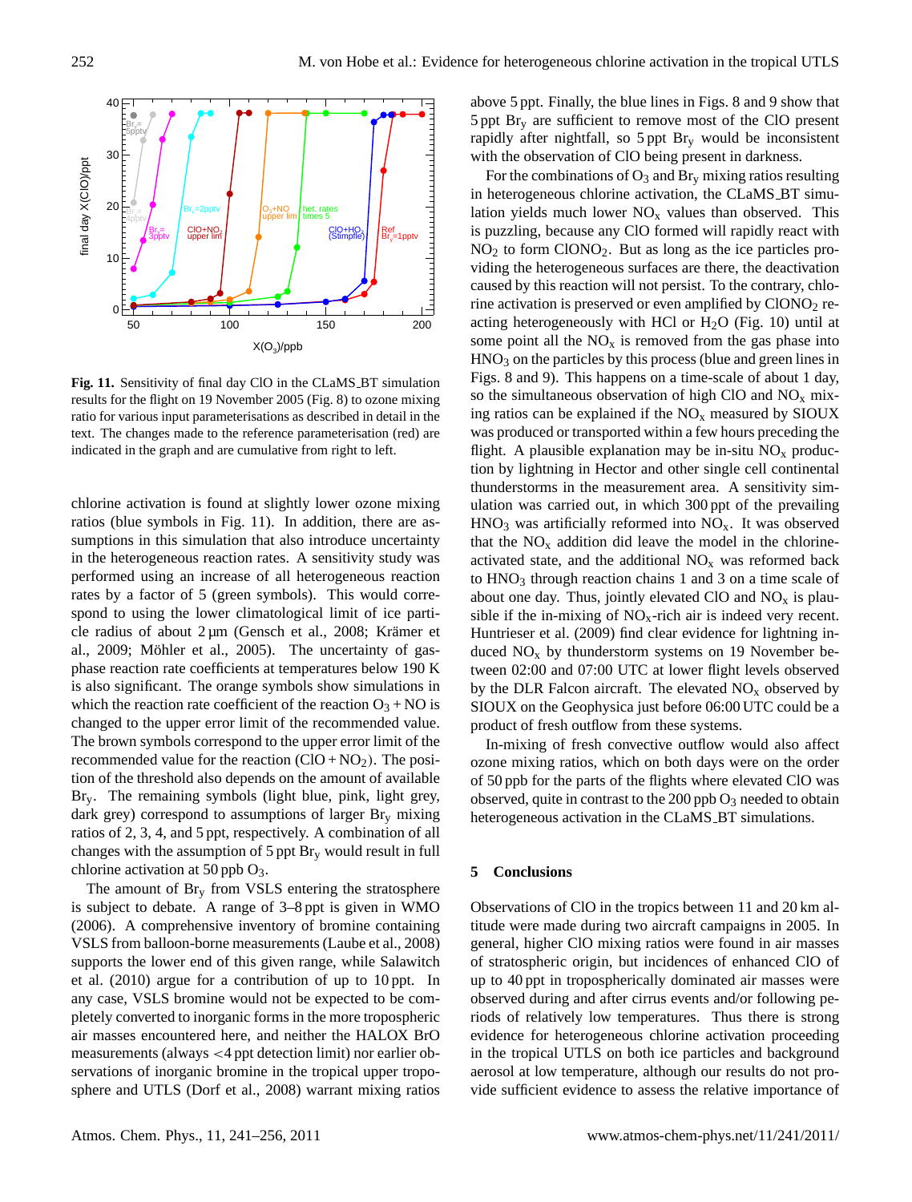Fig. 11. Sensitivity of final day ClO in the CLaMS_BT simulation results for the flight on 19 November 2005 (Fig. 8) to ozone mixing ratio for various input parameterisations as described in detail in the text. The changes made to the reference parameterisation (red) are indicated in the graph and are cumulative from right to left.

chlorine activation is found at slightly lower ozone mixing ratios (blue symbols in Fig. 11). In addition, there are assumptions in this simulation that also introduce uncertainty in the heterogeneous reaction rates. A sensitivity study was performed using an increase of all heterogeneous reaction rates by a factor of 5 (green symbols). This would correspond to using the lower climatological limit of ice particle radius of about 2 µm (Gensch et al., 2008; Krämer et al., 2009; Möhler et al., 2005). The uncertainty of gas-phase reaction rate coefficients at temperatures below 190 K is also significant. The orange symbols show simulations in which the reaction rate coefficient of the reaction $O_3 + NO$ is changed to the upper error limit of the recommended value. The brown symbols correspond to the upper error limit of the recommended value for the reaction ($ClO + NO_2$). The position of the threshold also depends on the amount of available $Br_y$. The remaining symbols (light blue, pink, light grey, dark grey) correspond to assumptions of larger $Br_y$ mixing ratios of 2, 3, 4, and 5 ppt, respectively. A combination of all changes with the assumption of 5 ppt $Br_y$ would result in full chlorine activation at 50 ppb $O_3$.

The amount of $Br_y$ from VSLS entering the stratosphere is subject to debate. A range of 3–8 ppt is given in WMO (2006). A comprehensive inventory of bromine containing VSLS from balloon-borne measurements (Laube et al., 2008) supports the lower end of this given range, while Salawitch et al. (2010) argue for a contribution of up to 10 ppt. In any case, VSLS bromine would not be expected to be completely converted to inorganic forms in the more tropospheric air masses encountered here, and neither the HALOX BrO measurements (always <4 ppt detection limit) nor earlier observations of inorganic bromine in the tropical upper troposphere and UTLS (Dorf et al., 2008) warrant mixing ratios above 5 ppt. Finally, the blue lines in Figs. 8 and 9 show that 5 ppt $Br_y$ are sufficient to remove most of the ClO present rapidly after nightfall, so 5 ppt $Br_y$ would be inconsistent with the observation of ClO being present in darkness.

For the combinations of $O_3$ and $Br_y$ mixing ratios resulting in heterogeneous chlorine activation, the CLaMS_BT simulation yields much lower $NO_x$ values than observed. This is puzzling, because any ClO formed will rapidly react with $NO_2$ to form $ClONO_2$. But as long as the ice particles providing the heterogeneous surfaces are there, the deactivation caused by this reaction will not persist. To the contrary, chlorine activation is preserved or even amplified by $ClONO_2$ reacting heterogeneously with HCl or $H_2O$ (Fig. 10) until at some point all the $NO_x$ is removed from the gas phase into $HNO_3$ on the particles by this process (blue and green lines in Figs. 8 and 9). This happens on a time-scale of about 1 day, so the simultaneous observation of high ClO and $NO_x$ mixing ratios can be explained if the $NO_x$ measured by SIOUX was produced or transported within a few hours preceding the flight. A plausible explanation may be in-situ $NO_x$ production by lightning in Hector and other single cell continental thunderstorms in the measurement area. A sensitivity simulation was carried out, in which 300 ppt of the prevailing $HNO_3$ was artificially reformed into $NO_x$. It was observed that the $NO_x$ addition did leave the model in the chlorine-activated state, and the additional $NO_x$ was reformed back to $HNO_3$ through reaction chains 1 and 3 on a time scale of about one day. Thus, jointly elevated ClO and $NO_x$ is plausible if the in-mixing of $NO_x$-rich air is indeed very recent. Huntrieser et al. (2009) find clear evidence for lightning induced $NO_x$ by thunderstorm systems on 19 November between 02:00 and 07:00 UTC at lower flight levels observed by the DLR Falcon aircraft. The elevated $NO_x$ observed by SIOUX on the Geophysica just before 06:00 UTC could be a product of fresh outflow from these systems.

In-mixing of fresh convective outflow would also affect ozone mixing ratios, which on both days were on the order of 50 ppb for the parts of the flights where elevated ClO was observed, quite in contrast to the 200 ppb $O_3$ needed to obtain heterogeneous activation in the CLaMS_BT simulations.

## 5 Conclusions

Observations of ClO in the tropics between 11 and 20 km altitude were made during two aircraft campaigns in 2005. In general, higher ClO mixing ratios were found in air masses of stratospheric origin, but incidences of enhanced ClO of up to 40 ppt in tropospherically dominated air masses were observed during and after cirrus events and/or following periods of relatively low temperatures. Thus there is strong evidence for heterogeneous chlorine activation proceeding in the tropical UTLS on both ice particles and background aerosol at low temperature, although our results do not provide sufficient evidence to assess the relative importance of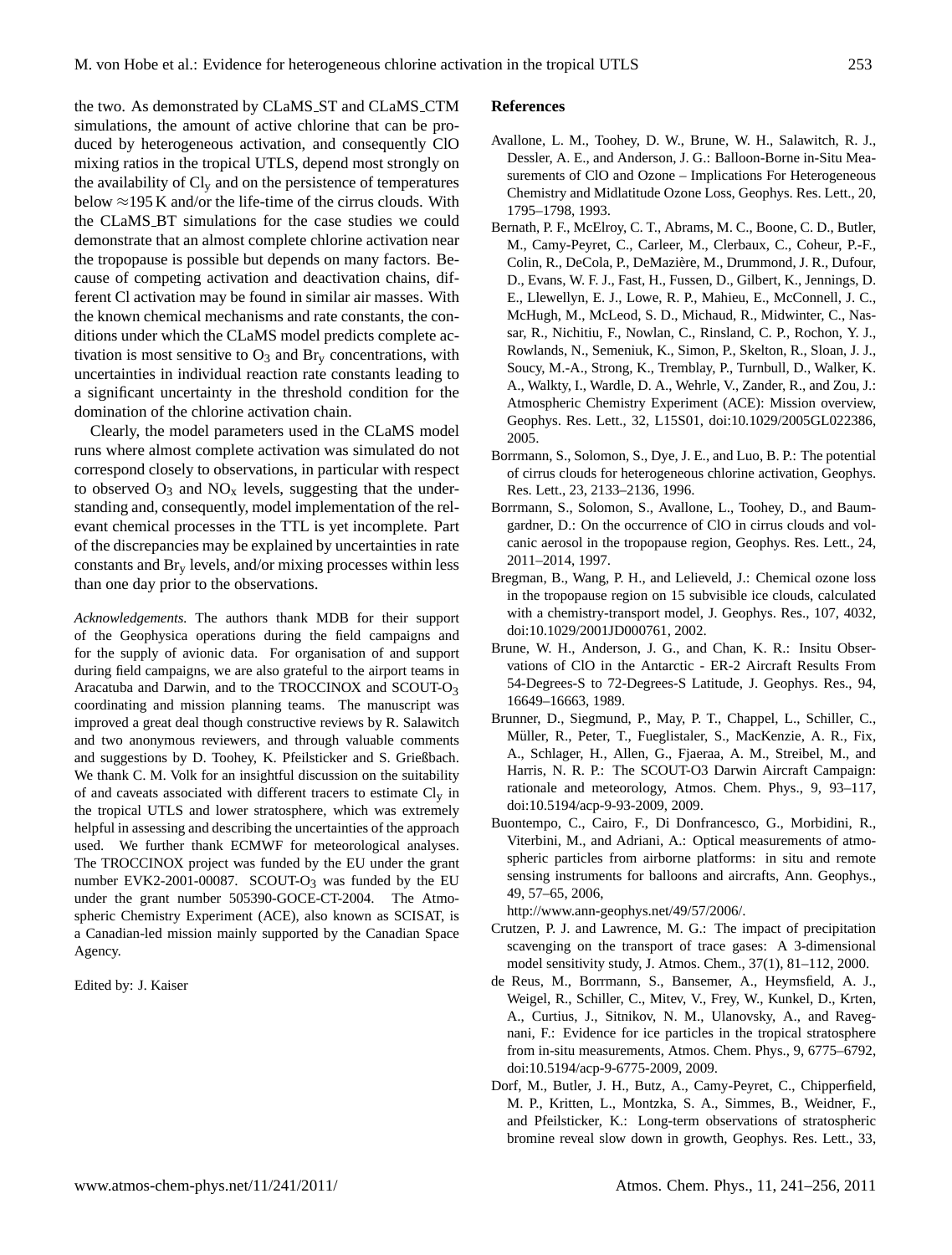the two. As demonstrated by CLaMS_ST and CLaMS_CTM simulations, the amount of active chlorine that can be produced by heterogeneous activation, and consequently ClO mixing ratios in the tropical UTLS, depend most strongly on the availability of $Cl_y$ and on the persistence of temperatures below ≈195 K and/or the life-time of the cirrus clouds. With the CLaMS_BT simulations for the case studies we could demonstrate that an almost complete chlorine activation near the tropopause is possible but depends on many factors. Because of competing activation and deactivation chains, different Cl activation may be found in similar air masses. With the known chemical mechanisms and rate constants, the conditions under which the CLaMS model predicts complete activation is most sensitive to $O_3$ and $Br_y$ concentrations, with uncertainties in individual reaction rate constants leading to a significant uncertainty in the threshold condition for the domination of the chlorine activation chain.

Clearly, the model parameters used in the CLaMS model runs where almost complete activation was simulated do not correspond closely to observations, in particular with respect to observed $O_3$ and $NO_x$ levels, suggesting that the understanding and, consequently, model implementation of the relevant chemical processes in the TTL is yet incomplete. Part of the discrepancies may be explained by uncertainties in rate constants and $Br_y$ levels, and/or mixing processes within less than one day prior to the observations.

*Acknowledgements.* The authors thank MDB for their support of the Geophysica operations during the field campaigns and for the supply of avionic data. For organisation of and support during field campaigns, we are also grateful to the airport teams in Aracatuba and Darwin, and to the TROCCINOX and SCOUT-$O_3$ coordinating and mission planning teams. The manuscript was improved a great deal though constructive reviews by R. Salawitch and two anonymous reviewers, and through valuable comments and suggestions by D. Toohey, K. Pfeilsticker and S. Grießbach. We thank C. M. Volk for an insightful discussion on the suitability of and caveats associated with different tracers to estimate $Cl_y$ in the tropical UTLS and lower stratosphere, which was extremely helpful in assessing and describing the uncertainties of the approach used. We further thank ECMWF for meteorological analyses. The TROCCINOX project was funded by the EU under the grant number EVK2-2001-00087. SCOUT-$O_3$ was funded by the EU under the grant number 505390-GOCE-CT-2004. The Atmospheric Chemistry Experiment (ACE), also known as SCISAT, is a Canadian-led mission mainly supported by the Canadian Space Agency.

Edited by: J. Kaiser

## References

Avallone, L. M., Toohey, D. W., Brune, W. H., Salawitch, R. J., Dessler, A. E., and Anderson, J. G.: Balloon-Borne in-Situ Measurements of ClO and Ozone – Implications For Heterogeneous Chemistry and Midlatitude Ozone Loss, Geophys. Res. Lett., 20, 1795–1798, 1993.

Bernath, P. F., McElroy, C. T., Abrams, M. C., Boone, C. D., Butler, M., Camy-Peyret, C., Carleer, M., Clerbaux, C., Coheur, P.-F., Colin, R., DeCola, P., DeMazière, M., Drummond, J. R., Dufour, D., Evans, W. F. J., Fast, H., Fussen, D., Gilbert, K., Jennings, D. E., Llewellyn, E. J., Lowe, R. P., Mahieu, E., McConnell, J. C., McHugh, M., McLeod, S. D., Michaud, R., Midwinter, C., Nassar, R., Nichitiu, F., Nowlan, C., Rinsland, C. P., Rochon, Y. J., Rowlands, N., Semeniuk, K., Simon, P., Skelton, R., Sloan, J. J., Soucy, M.-A., Strong, K., Tremblay, P., Turnbull, D., Walker, K. A., Walkty, I., Wardle, D. A., Wehrle, V., Zander, R., and Zou, J.: Atmospheric Chemistry Experiment (ACE): Mission overview, Geophys. Res. Lett., 32, L15S01, doi:10.1029/2005GL022386, 2005.

Borrmann, S., Solomon, S., Dye, J. E., and Luo, B. P.: The potential of cirrus clouds for heterogeneous chlorine activation, Geophys. Res. Lett., 23, 2133–2136, 1996.

Borrmann, S., Solomon, S., Avallone, L., Toohey, D., and Baumgardner, D.: On the occurrence of ClO in cirrus clouds and volcanic aerosol in the tropopause region, Geophys. Res. Lett., 24, 2011–2014, 1997.

Bregman, B., Wang, P. H., and Lelieveld, J.: Chemical ozone loss in the tropopause region on 15 subvisible ice clouds, calculated with a chemistry-transport model, J. Geophys. Res., 107, 4032, doi:10.1029/2001JD000761, 2002.

Brune, W. H., Anderson, J. G., and Chan, K. R.: Insitu Observations of ClO in the Antarctic - ER-2 Aircraft Results From 54-Degrees-S to 72-Degrees-S Latitude, J. Geophys. Res., 94, 16649–16663, 1989.

Brunner, D., Siegmund, P., May, P. T., Chappel, L., Schiller, C., Müller, R., Peter, T., Fueglistaler, S., MacKenzie, A. R., Fix, A., Schlager, H., Allen, G., Fjaeraa, A. M., Streibel, M., and Harris, N. R. P.: The SCOUT-O3 Darwin Aircraft Campaign: rationale and meteorology, Atmos. Chem. Phys., 9, 93–117, doi:10.5194/acp-9-93-2009, 2009.

Buontempo, C., Cairo, F., Di Donfrancesco, G., Morbidini, R., Viterbini, M., and Adriani, A.: Optical measurements of atmospheric particles from airborne platforms: in situ and remote sensing instruments for balloons and aircrafts, Ann. Geophys., 49, 57–65, 2006, http://www.ann-geophys.net/49/57/2006/.

Crutzen, P. J. and Lawrence, M. G.: The impact of precipitation scavenging on the transport of trace gases: A 3-dimensional model sensitivity study, J. Atmos. Chem., 37(1), 81–112, 2000.

de Reus, M., Borrmann, S., Bansemer, A., Heymsfield, A. J., Weigel, R., Schiller, C., Mitev, V., Frey, W., Kunkel, D., Krten, A., Curtius, J., Sitnikov, N. M., Ulanovsky, A., and Ravegnani, F.: Evidence for ice particles in the tropical stratosphere from in-situ measurements, Atmos. Chem. Phys., 9, 6775–6792, doi:10.5194/acp-9-6775-2009, 2009.

Dorf, M., Butler, J. H., Butz, A., Camy-Peyret, C., Chipperfield, M. P., Kritten, L., Montzka, S. A., Simmes, B., Weidner, F., and Pfeilsticker, K.: Long-term observations of stratospheric bromine reveal slow down in growth, Geophys. Res. Lett., 33,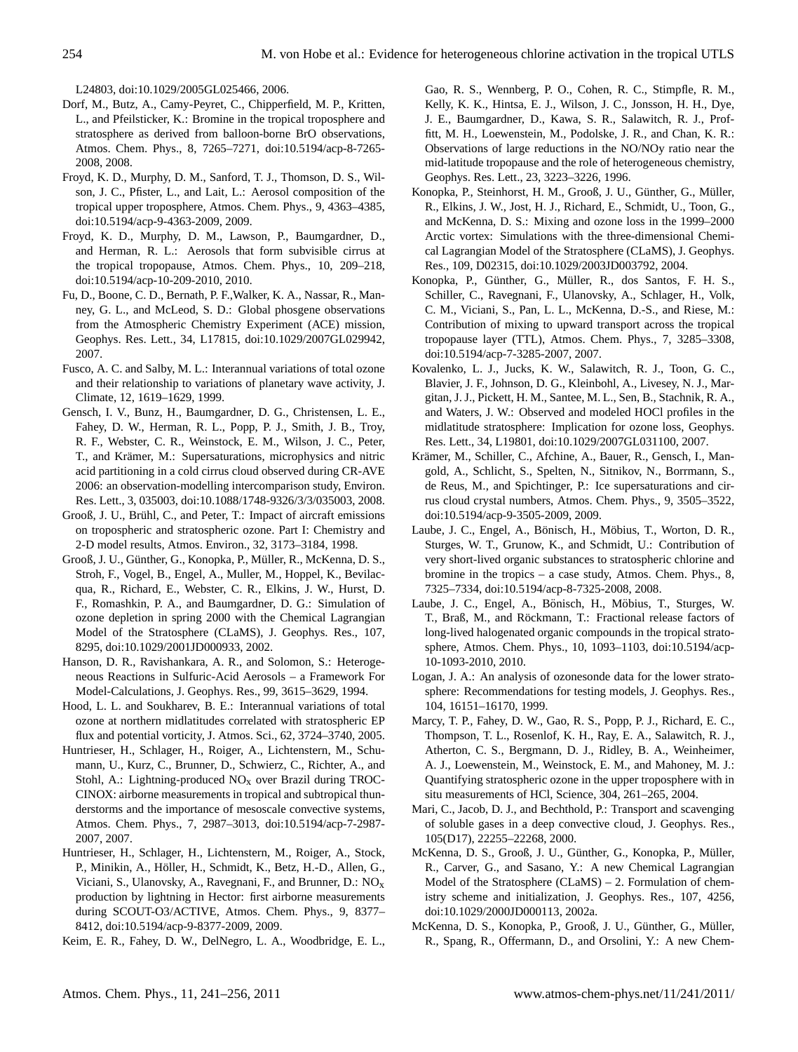L24803, doi:10.1029/2005GL025466, 2006.

Dorf, M., Butz, A., Camy-Peyret, C., Chipperfield, M. P., Kritten, L., and Pfeilsticker, K.: Bromine in the tropical troposphere and stratosphere as derived from balloon-borne BrO observations, Atmos. Chem. Phys., 8, 7265–7271, doi:10.5194/acp-8-7265-2008, 2008.

Froyd, K. D., Murphy, D. M., Sanford, T. J., Thomson, D. S., Wilson, J. C., Pfister, L., and Lait, L.: Aerosol composition of the tropical upper troposphere, Atmos. Chem. Phys., 9, 4363–4385, doi:10.5194/acp-9-4363-2009, 2009.

Froyd, K. D., Murphy, D. M., Lawson, P., Baumgardner, D., and Herman, R. L.: Aerosols that form subvisible cirrus at the tropical tropopause, Atmos. Chem. Phys., 10, 209–218, doi:10.5194/acp-10-209-2010, 2010.

Fu, D., Boone, C. D., Bernath, P. F.,Walker, K. A., Nassar, R., Manney, G. L., and McLeod, S. D.: Global phosgene observations from the Atmospheric Chemistry Experiment (ACE) mission, Geophys. Res. Lett., 34, L17815, doi:10.1029/2007GL029942, 2007.

Fusco, A. C. and Salby, M. L.: Interannual variations of total ozone and their relationship to variations of planetary wave activity, J. Climate, 12, 1619–1629, 1999.

Gensch, I. V., Bunz, H., Baumgardner, D. G., Christensen, L. E., Fahey, D. W., Herman, R. L., Popp, P. J., Smith, J. B., Troy, R. F., Webster, C. R., Weinstock, E. M., Wilson, J. C., Peter, T., and Krämer, M.: Supersaturations, microphysics and nitric acid partitioning in a cold cirrus cloud observed during CR-AVE 2006: an observation-modelling intercomparison study, Environ. Res. Lett., 3, 035003, doi:10.1088/1748-9326/3/3/035003, 2008.

Grooß, J. U., Brühl, C., and Peter, T.: Impact of aircraft emissions on tropospheric and stratospheric ozone. Part I: Chemistry and 2-D model results, Atmos. Environ., 32, 3173–3184, 1998.

Grooß, J. U., Günther, G., Konopka, P., Müller, R., McKenna, D. S., Stroh, F., Vogel, B., Engel, A., Muller, M., Hoppel, K., Bevilacqua, R., Richard, E., Webster, C. R., Elkins, J. W., Hurst, D. F., Romashkin, P. A., and Baumgardner, D. G.: Simulation of ozone depletion in spring 2000 with the Chemical Lagrangian Model of the Stratosphere (CLaMS), J. Geophys. Res., 107, 8295, doi:10.1029/2001JD000933, 2002.

Hanson, D. R., Ravishankara, A. R., and Solomon, S.: Heterogeneous Reactions in Sulfuric-Acid Aerosols – a Framework For Model-Calculations, J. Geophys. Res., 99, 3615–3629, 1994.

Hood, L. L. and Soukharev, B. E.: Interannual variations of total ozone at northern midlatitudes correlated with stratospheric EP flux and potential vorticity, J. Atmos. Sci., 62, 3724–3740, 2005.

Huntrieser, H., Schlager, H., Roiger, A., Lichtenstern, M., Schumann, U., Kurz, C., Brunner, D., Schwierz, C., Richter, A., and Stohl, A.: Lightning-produced $NO_x$ over Brazil during TROCCINOX: airborne measurements in tropical and subtropical thunderstorms and the importance of mesoscale convective systems, Atmos. Chem. Phys., 7, 2987–3013, doi:10.5194/acp-7-2987-2007, 2007.

Huntrieser, H., Schlager, H., Lichtenstern, M., Roiger, A., Stock, P., Minikin, A., Höller, H., Schmidt, K., Betz, H.-D., Allen, G., Viciani, S., Ulanovsky, A., Ravegnani, F., and Brunner, D.: $NO_x$ production by lightning in Hector: first airborne measurements during SCOUT-O3/ACTIVE, Atmos. Chem. Phys., 9, 8377–8412, doi:10.5194/acp-9-8377-2009, 2009.

Keim, E. R., Fahey, D. W., DelNegro, L. A., Woodbridge, E. L., Gao, R. S., Wennberg, P. O., Cohen, R. C., Stimpfle, R. M., Kelly, K. K., Hintsa, E. J., Wilson, J. C., Jonsson, H. H., Dye, J. E., Baumgardner, D., Kawa, S. R., Salawitch, R. J., Proffitt, M. H., Loewenstein, M., Podolske, J. R., and Chan, K. R.: Observations of large reductions in the NO/NOy ratio near the mid-latitude tropopause and the role of heterogeneous chemistry, Geophys. Res. Lett., 23, 3223–3226, 1996.

Konopka, P., Steinhorst, H. M., Grooß, J. U., Günther, G., Müller, R., Elkins, J. W., Jost, H. J., Richard, E., Schmidt, U., Toon, G., and McKenna, D. S.: Mixing and ozone loss in the 1999–2000 Arctic vortex: Simulations with the three-dimensional Chemical Lagrangian Model of the Stratosphere (CLaMS), J. Geophys. Res., 109, D02315, doi:10.1029/2003JD003792, 2004.

Konopka, P., Günther, G., Müller, R., dos Santos, F. H. S., Schiller, C., Ravegnani, F., Ulanovsky, A., Schlager, H., Volk, C. M., Viciani, S., Pan, L. L., McKenna, D.-S., and Riese, M.: Contribution of mixing to upward transport across the tropical tropopause layer (TTL), Atmos. Chem. Phys., 7, 3285–3308, doi:10.5194/acp-7-3285-2007, 2007.

Kovalenko, L. J., Jucks, K. W., Salawitch, R. J., Toon, G. C., Blavier, J. F., Johnson, D. G., Kleinbohl, A., Livesey, N. J., Margitan, J. J., Pickett, H. M., Santee, M. L., Sen, B., Stachnik, R. A., and Waters, J. W.: Observed and modeled HOCl profiles in the midlatitude stratosphere: Implication for ozone loss, Geophys. Res. Lett., 34, L19801, doi:10.1029/2007GL031100, 2007.

Krämer, M., Schiller, C., Afchine, A., Bauer, R., Gensch, I., Mangold, A., Schlicht, S., Spelten, N., Sitnikov, N., Borrmann, S., de Reus, M., and Spichtinger, P.: Ice supersaturations and cirrus cloud crystal numbers, Atmos. Chem. Phys., 9, 3505–3522, doi:10.5194/acp-9-3505-2009, 2009.

Laube, J. C., Engel, A., Bönisch, H., Möbius, T., Worton, D. R., Sturges, W. T., Grunow, K., and Schmidt, U.: Contribution of very short-lived organic substances to stratospheric chlorine and bromine in the tropics – a case study, Atmos. Chem. Phys., 8, 7325–7334, doi:10.5194/acp-8-7325-2008, 2008.

Laube, J. C., Engel, A., Bönisch, H., Möbius, T., Sturges, W. T., Braß, M., and Röckmann, T.: Fractional release factors of long-lived halogenated organic compounds in the tropical stratosphere, Atmos. Chem. Phys., 10, 1093–1103, doi:10.5194/acp-10-1093-2010, 2010.

Logan, J. A.: An analysis of ozonesonde data for the lower stratosphere: Recommendations for testing models, J. Geophys. Res., 104, 16151–16170, 1999.

Marcy, T. P., Fahey, D. W., Gao, R. S., Popp, P. J., Richard, E. C., Thompson, T. L., Rosenlof, K. H., Ray, E. A., Salawitch, R. J., Atherton, C. S., Bergmann, D. J., Ridley, B. A., Weinheimer, A. J., Loewenstein, M., Weinstock, E. M., and Mahoney, M. J.: Quantifying stratospheric ozone in the upper troposphere with in situ measurements of HCl, Science, 304, 261–265, 2004.

Mari, C., Jacob, D. J., and Bechthold, P.: Transport and scavenging of soluble gases in a deep convective cloud, J. Geophys. Res., 105(D17), 22255–22268, 2000.

McKenna, D. S., Grooß, J. U., Günther, G., Konopka, P., Müller, R., Carver, G., and Sasano, Y.: A new Chemical Lagrangian Model of the Stratosphere (CLaMS) – 2. Formulation of chemistry scheme and initialization, J. Geophys. Res., 107, 4256, doi:10.1029/2000JD000113, 2002a.

McKenna, D. S., Konopka, P., Grooß, J. U., Günther, G., Müller, R., Spang, R., Offermann, D., and Orsolini, Y.: A new Chem-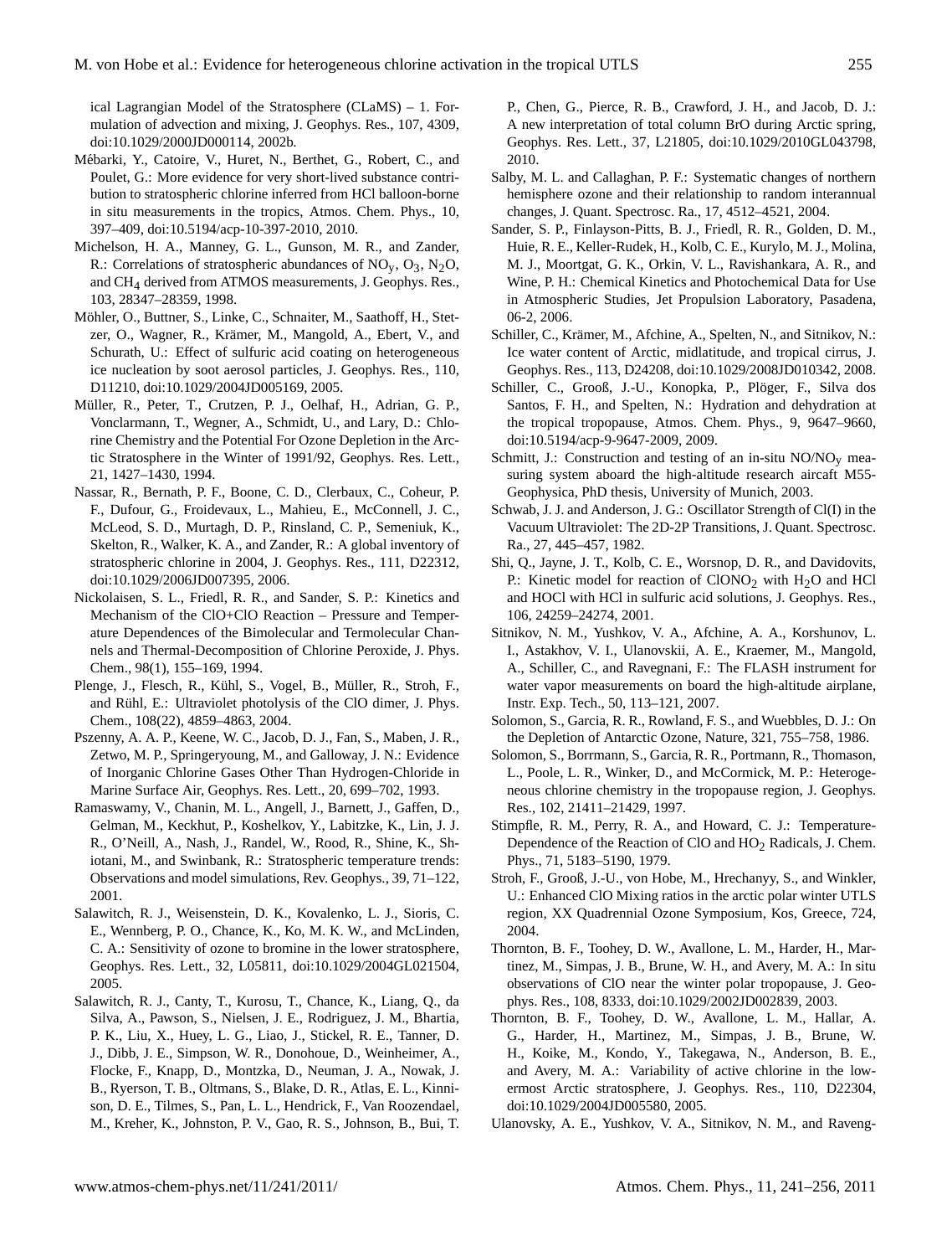ical Lagrangian Model of the Stratosphere (CLaMS) – 1. Formulation of advection and mixing, J. Geophys. Res., 107, 4309, doi:10.1029/2000JD000114, 2002b.

Mébarki, Y., Catoire, V., Huret, N., Berthet, G., Robert, C., and Poulet, G.: More evidence for very short-lived substance contribution to stratospheric chlorine inferred from HCl balloon-borne in situ measurements in the tropics, Atmos. Chem. Phys., 10, 397–409, doi:10.5194/acp-10-397-2010, 2010.

Michelson, H. A., Manney, G. L., Gunson, M. R., and Zander, R.: Correlations of stratospheric abundances of $NO_y$, $O_3$, $N_2O$, and $CH_4$ derived from ATMOS measurements, J. Geophys. Res., 103, 28347–28359, 1998.

Möhler, O., Buttner, S., Linke, C., Schnaiter, M., Saathoff, H., Stetzer, O., Wagner, R., Krämer, M., Mangold, A., Ebert, V., and Schurath, U.: Effect of sulfuric acid coating on heterogeneous ice nucleation by soot aerosol particles, J. Geophys. Res., 110, D11210, doi:10.1029/2004JD005169, 2005.

Müller, R., Peter, T., Crutzen, P. J., Oelhaf, H., Adrian, G. P., Vonclarmann, T., Wegner, A., Schmidt, U., and Lary, D.: Chlorine Chemistry and the Potential For Ozone Depletion in the Arctic Stratosphere in the Winter of 1991/92, Geophys. Res. Lett., 21, 1427–1430, 1994.

Nassar, R., Bernath, P. F., Boone, C. D., Clerbaux, C., Coheur, P. F., Dufour, G., Froidevaux, L., Mahieu, E., McConnell, J. C., McLeod, S. D., Murtagh, D. P., Rinsland, C. P., Semeniuk, K., Skelton, R., Walker, K. A., and Zander, R.: A global inventory of stratospheric chlorine in 2004, J. Geophys. Res., 111, D22312, doi:10.1029/2006JD007395, 2006.

Nickolaisen, S. L., Friedl, R. R., and Sander, S. P.: Kinetics and Mechanism of the ClO+ClO Reaction – Pressure and Temperature Dependences of the Bimolecular and Termolecular Channels and Thermal-Decomposition of Chlorine Peroxide, J. Phys. Chem., 98(1), 155–169, 1994.

Plenge, J., Flesch, R., Kühl, S., Vogel, B., Müller, R., Stroh, F., and Rühl, E.: Ultraviolet photolysis of the ClO dimer, J. Phys. Chem., 108(22), 4859–4863, 2004.

Pszenny, A. A. P., Keene, W. C., Jacob, D. J., Fan, S., Maben, J. R., Zetwo, M. P., Springeryoung, M., and Galloway, J. N.: Evidence of Inorganic Chlorine Gases Other Than Hydrogen-Chloride in Marine Surface Air, Geophys. Res. Lett., 20, 699–702, 1993.

Ramaswamy, V., Chanin, M. L., Angell, J., Barnett, J., Gaffen, D., Gelman, M., Keckhut, P., Koshelkov, Y., Labitzke, K., Lin, J. J. R., O'Neill, A., Nash, J., Randel, W., Rood, R., Shine, K., Shiotani, M., and Swinbank, R.: Stratospheric temperature trends: Observations and model simulations, Rev. Geophys., 39, 71–122, 2001.

Salawitch, R. J., Weisenstein, D. K., Kovalenko, L. J., Sioris, C. E., Wennberg, P. O., Chance, K., Ko, M. K. W., and McLinden, C. A.: Sensitivity of ozone to bromine in the lower stratosphere, Geophys. Res. Lett., 32, L05811, doi:10.1029/2004GL021504, 2005.

Salawitch, R. J., Canty, T., Kurosu, T., Chance, K., Liang, Q., da Silva, A., Pawson, S., Nielsen, J. E., Rodriguez, J. M., Bhartia, P. K., Liu, X., Huey, L. G., Liao, J., Stickel, R. E., Tanner, D. J., Dibb, J. E., Simpson, W. R., Donohoue, D., Weinheimer, A., Flocke, F., Knapp, D., Montzka, D., Neuman, J. A., Nowak, J. B., Ryerson, T. B., Oltmans, S., Blake, D. R., Atlas, E. L., Kinnison, D. E., Tilmes, S., Pan, L. L., Hendrick, F., Van Roozendael, M., Kreher, K., Johnston, P. V., Gao, R. S., Johnson, B., Bui, T. P., Chen, G., Pierce, R. B., Crawford, J. H., and Jacob, D. J.: A new interpretation of total column BrO during Arctic spring, Geophys. Res. Lett., 37, L21805, doi:10.1029/2010GL043798, 2010.

Salby, M. L. and Callaghan, P. F.: Systematic changes of northern hemisphere ozone and their relationship to random interannual changes, J. Quant. Spectrosc. Ra., 17, 4512–4521, 2004.

Sander, S. P., Finlayson-Pitts, B. J., Friedl, R. R., Golden, D. M., Huie, R. E., Keller-Rudek, H., Kolb, C. E., Kurylo, M. J., Molina, M. J., Moortgat, G. K., Orkin, V. L., Ravishankara, A. R., and Wine, P. H.: Chemical Kinetics and Photochemical Data for Use in Atmospheric Studies, Jet Propulsion Laboratory, Pasadena, 06-2, 2006.

Schiller, C., Krämer, M., Afchine, A., Spelten, N., and Sitnikov, N.: Ice water content of Arctic, midlatitude, and tropical cirrus, J. Geophys. Res., 113, D24208, doi:10.1029/2008JD010342, 2008.

Schiller, C., Grooß, J.-U., Konopka, P., Plöger, F., Silva dos Santos, F. H., and Spelten, N.: Hydration and dehydration at the tropical tropopause, Atmos. Chem. Phys., 9, 9647–9660, doi:10.5194/acp-9-9647-2009, 2009.

Schmitt, J.: Construction and testing of an in-situ NO/$NO_y$ measuring system aboard the high-altitude research aircaft M55-Geophysica, PhD thesis, University of Munich, 2003.

Schwab, J. J. and Anderson, J. G.: Oscillator Strength of Cl(I) in the Vacuum Ultraviolet: The 2D-2P Transitions, J. Quant. Spectrosc. Ra., 27, 445–457, 1982.

Shi, Q., Jayne, J. T., Kolb, C. E., Worsnop, D. R., and Davidovits, P.: Kinetic model for reaction of $ClONO_2$ with $H_2O$ and HCl and HOCl with HCl in sulfuric acid solutions, J. Geophys. Res., 106, 24259–24274, 2001.

Sitnikov, N. M., Yushkov, V. A., Afchine, A. A., Korshunov, L. I., Astakhov, V. I., Ulanovskii, A. E., Kraemer, M., Mangold, A., Schiller, C., and Ravegnani, F.: The FLASH instrument for water vapor measurements on board the high-altitude airplane, Instr. Exp. Tech., 50, 113–121, 2007.

Solomon, S., Garcia, R. R., Rowland, F. S., and Wuebbles, D. J.: On the Depletion of Antarctic Ozone, Nature, 321, 755–758, 1986.

Solomon, S., Borrmann, S., Garcia, R. R., Portmann, R., Thomason, L., Poole, L. R., Winker, D., and McCormick, M. P.: Heterogeneous chlorine chemistry in the tropopause region, J. Geophys. Res., 102, 21411–21429, 1997.

Stimpfle, R. M., Perry, R. A., and Howard, C. J.: Temperature-Dependence of the Reaction of ClO and $HO_2$ Radicals, J. Chem. Phys., 71, 5183–5190, 1979.

Stroh, F., Grooß, J.-U., von Hobe, M., Hrechanyy, S., and Winkler, U.: Enhanced ClO Mixing ratios in the arctic polar winter UTLS region, XX Quadrennial Ozone Symposium, Kos, Greece, 724, 2004.

Thornton, B. F., Toohey, D. W., Avallone, L. M., Harder, H., Martinez, M., Simpas, J. B., Brune, W. H., and Avery, M. A.: In situ observations of ClO near the winter polar tropopause, J. Geophys. Res., 108, 8333, doi:10.1029/2002JD002839, 2003.

Thornton, B. F., Toohey, D. W., Avallone, L. M., Hallar, A. G., Harder, H., Martinez, M., Simpas, J. B., Brune, W. H., Koike, M., Kondo, Y., Takegawa, N., Anderson, B. E., and Avery, M. A.: Variability of active chlorine in the lowermost Arctic stratosphere, J. Geophys. Res., 110, D22304, doi:10.1029/2004JD005580, 2005.

Ulanovsky, A. E., Yushkov, V. A., Sitnikov, N. M., and Raveng-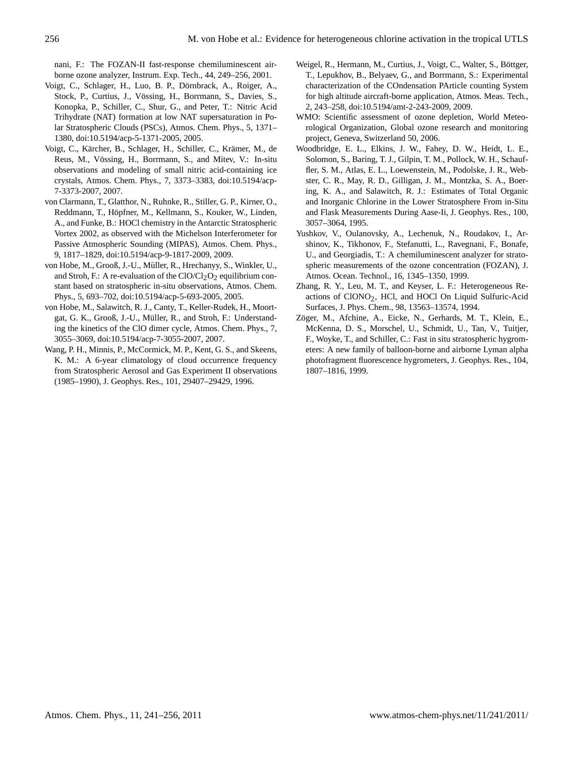nani, F.: The FOZAN-II fast-response chemiluminescent airborne ozone analyzer, Instrum. Exp. Tech., 44, 249–256, 2001.

Voigt, C., Schlager, H., Luo, B. P., Dörnbrack, A., Roiger, A., Stock, P., Curtius, J., Vössing, H., Borrmann, S., Davies, S., Konopka, P., Schiller, C., Shur, G., and Peter, T.: Nitric Acid Trihydrate (NAT) formation at low NAT supersaturation in Polar Stratospheric Clouds (PSCs), Atmos. Chem. Phys., 5, 1371–1380, doi:10.5194/acp-5-1371-2005, 2005.

Voigt, C., Kärcher, B., Schlager, H., Schiller, C., Krämer, M., de Reus, M., Vössing, H., Borrmann, S., and Mitev, V.: In-situ observations and modeling of small nitric acid-containing ice crystals, Atmos. Chem. Phys., 7, 3373–3383, doi:10.5194/acp-7-3373-2007, 2007.

von Clarmann, T., Glatthor, N., Ruhnke, R., Stiller, G. P., Kirner, O., Reddmann, T., Höpfner, M., Kellmann, S., Kouker, W., Linden, A., and Funke, B.: HOCl chemistry in the Antarctic Stratospheric Vortex 2002, as observed with the Michelson Interferometer for Passive Atmospheric Sounding (MIPAS), Atmos. Chem. Phys., 9, 1817–1829, doi:10.5194/acp-9-1817-2009, 2009.

von Hobe, M., Grooß, J.-U., Müller, R., Hrechanyy, S., Winkler, U., and Stroh, F.: A re-evaluation of the $ClO/Cl_2O_2$ equilibrium constant based on stratospheric in-situ observations, Atmos. Chem. Phys., 5, 693–702, doi:10.5194/acp-5-693-2005, 2005.

von Hobe, M., Salawitch, R. J., Canty, T., Keller-Rudek, H., Moortgat, G. K., Grooß, J.-U., Müller, R., and Stroh, F.: Understanding the kinetics of the ClO dimer cycle, Atmos. Chem. Phys., 7, 3055–3069, doi:10.5194/acp-7-3055-2007, 2007.

Wang, P. H., Minnis, P., McCormick, M. P., Kent, G. S., and Skeens, K. M.: A 6-year climatology of cloud occurrence frequency from Stratospheric Aerosol and Gas Experiment II observations (1985–1990), J. Geophys. Res., 101, 29407–29429, 1996.

Weigel, R., Hermann, M., Curtius, J., Voigt, C., Walter, S., Böttger, T., Lepukhov, B., Belyaev, G., and Borrmann, S.: Experimental characterization of the COndensation PArticle counting System for high altitude aircraft-borne application, Atmos. Meas. Tech., 2, 243–258, doi:10.5194/amt-2-243-2009, 2009.

WMO: Scientific assessment of ozone depletion, World Meteorological Organization, Global ozone research and monitoring project, Geneva, Switzerland 50, 2006.

Woodbridge, E. L., Elkins, J. W., Fahey, D. W., Heidt, L. E., Solomon, S., Baring, T. J., Gilpin, T. M., Pollock, W. H., Schauffler, S. M., Atlas, E. L., Loewenstein, M., Podolske, J. R., Webster, C. R., May, R. D., Gilligan, J. M., Montzka, S. A., Boering, K. A., and Salawitch, R. J.: Estimates of Total Organic and Inorganic Chlorine in the Lower Stratosphere From in-Situ and Flask Measurements During Aase-Ii, J. Geophys. Res., 100, 3057–3064, 1995.

Yushkov, V., Oulanovsky, A., Lechenuk, N., Roudakov, I., Arshinov, K., Tikhonov, F., Stefanutti, L., Ravegnani, F., Bonafe, U., and Georgiadis, T.: A chemiluminescent analyzer for stratospheric measurements of the ozone concentration (FOZAN), J. Atmos. Ocean. Technol., 16, 1345–1350, 1999.

Zhang, R. Y., Leu, M. T., and Keyser, L. F.: Heterogeneous Reactions of $ClONO_2$, HCl, and HOCl On Liquid Sulfuric-Acid Surfaces, J. Phys. Chem., 98, 13563–13574, 1994.

Zöger, M., Afchine, A., Eicke, N., Gerhards, M. T., Klein, E., McKenna, D. S., Morschel, U., Schmidt, U., Tan, V., Tuitjer, F., Woyke, T., and Schiller, C.: Fast in situ stratospheric hygrometers: A new family of balloon-borne and airborne Lyman alpha photofragment fluorescence hygrometers, J. Geophys. Res., 104, 1807–1816, 1999.